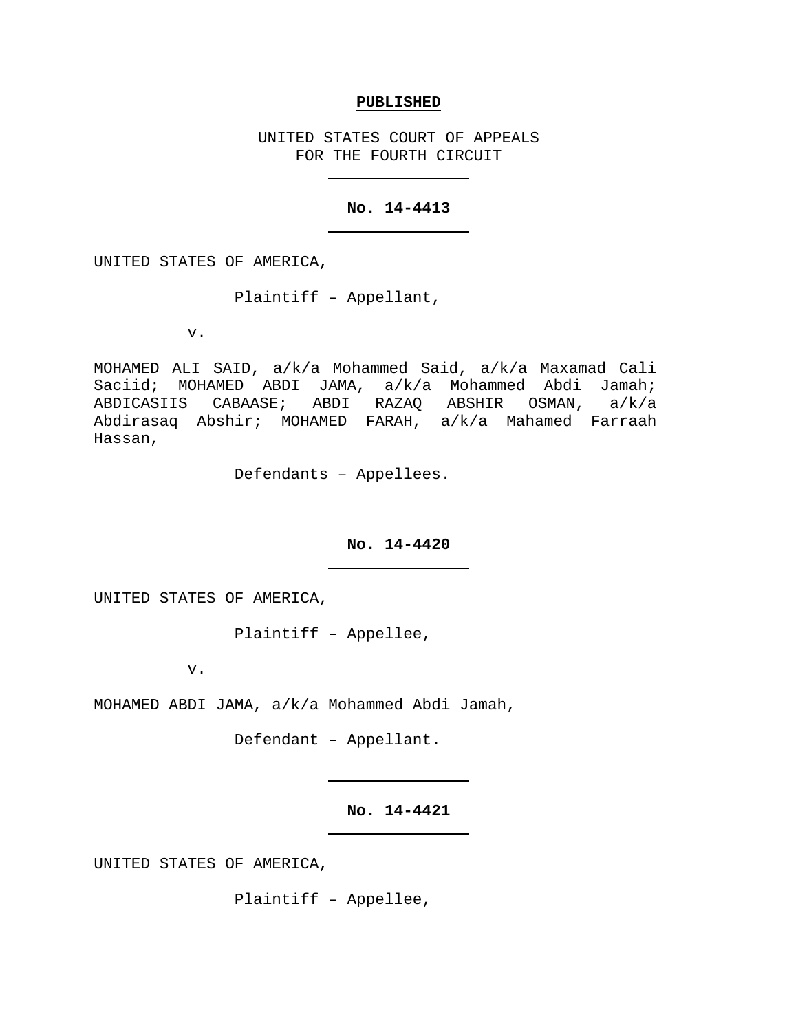**PUBLISHED**

UNITED STATES COURT OF APPEALS
FOR THE FOURTH CIRCUIT

---

**No. 14-4413**

---

UNITED STATES OF AMERICA,

Plaintiff – Appellant,

v.

MOHAMED ALI SAID, a/k/a Mohammed Said, a/k/a Maxamad Cali Saciid; MOHAMED ABDI JAMA, a/k/a Mohammed Abdi Jamah; ABDICASIIS CABAASE; ABDI RAZAQ ABSHIR OSMAN, a/k/a Abdirasaq Abshir; MOHAMED FARAH, a/k/a Mahamed Farraah Hassan,

Defendants – Appellees.

---

**No. 14-4420**

---

UNITED STATES OF AMERICA,

Plaintiff – Appellee,

v.

MOHAMED ABDI JAMA, a/k/a Mohammed Abdi Jamah,

Defendant – Appellant.

---

**No. 14-4421**

---

UNITED STATES OF AMERICA,

Plaintiff – Appellee,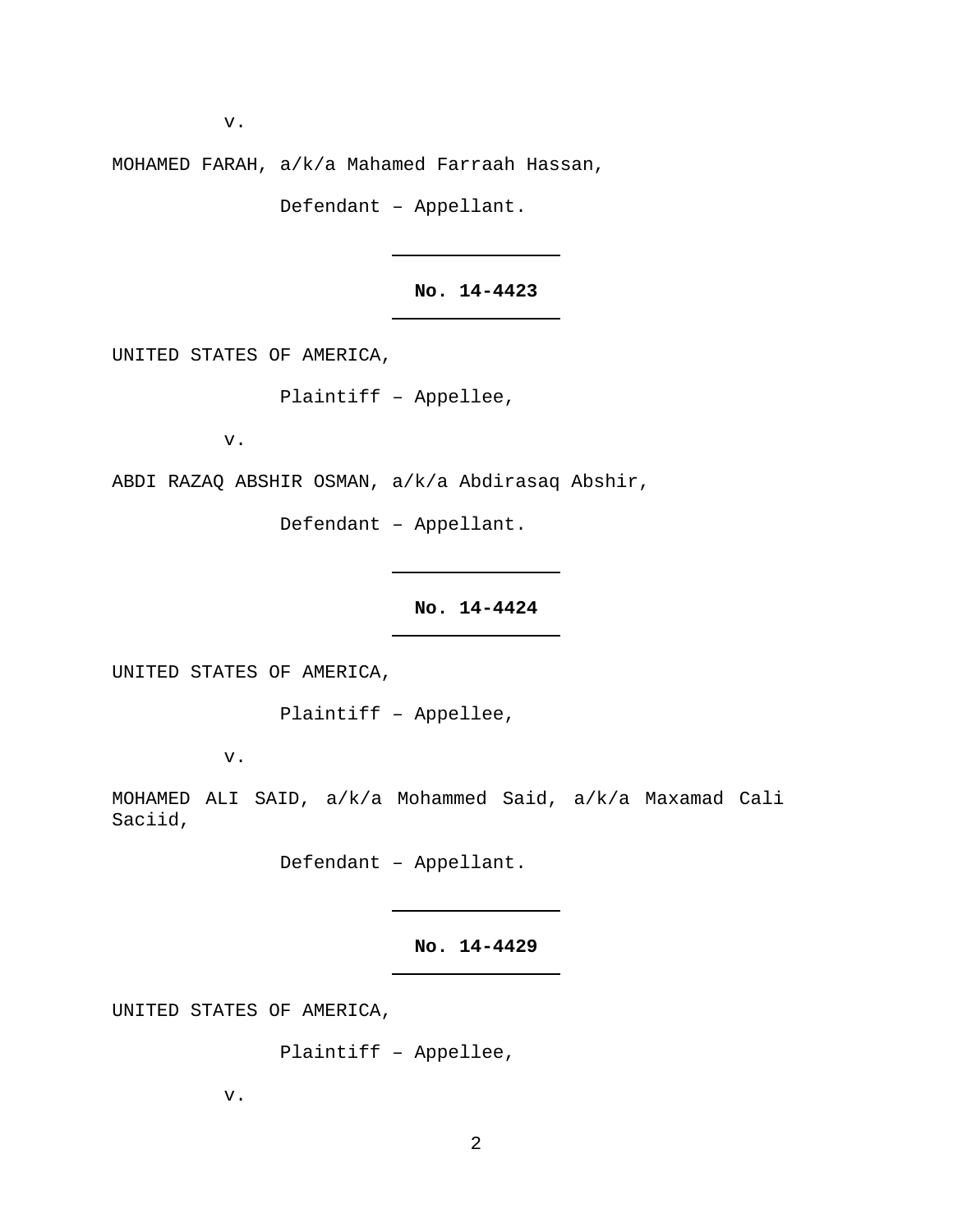v.

MOHAMED FARAH, a/k/a Mahamed Farraah Hassan,

Defendant – Appellant.

---

**No. 14-4423**

---

UNITED STATES OF AMERICA,

Plaintiff – Appellee,

v.

ABDI RAZAQ ABSHIR OSMAN, a/k/a Abdirasaq Abshir,

Defendant – Appellant.

---

**No. 14-4424**

---

UNITED STATES OF AMERICA,

Plaintiff – Appellee,

v.

MOHAMED ALI SAID, a/k/a Mohammed Said, a/k/a Maxamad Cali Saciid,

Defendant – Appellant.

---

**No. 14-4429**

---

UNITED STATES OF AMERICA,

Plaintiff – Appellee,

v.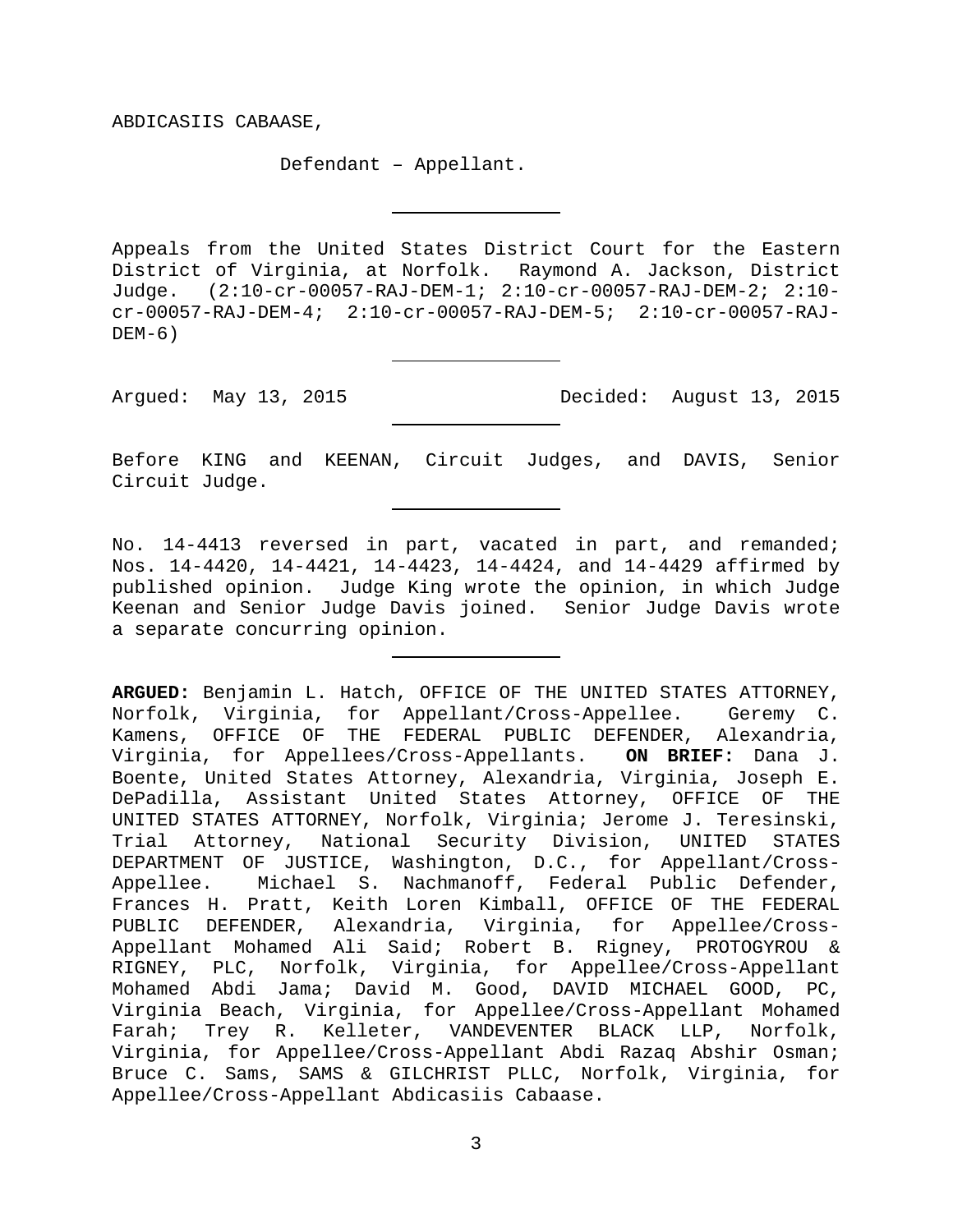ABDICASIIS CABAASE,

Defendant – Appellant.

---

Appeals from the United States District Court for the Eastern District of Virginia, at Norfolk. Raymond A. Jackson, District Judge. (2:10-cr-00057-RAJ-DEM-1; 2:10-cr-00057-RAJ-DEM-2; 2:10-cr-00057-RAJ-DEM-4; 2:10-cr-00057-RAJ-DEM-5; 2:10-cr-00057-RAJ-DEM-6)

---

Argued: May 13, 2015 Decided: August 13, 2015

---

Before KING and KEENAN, Circuit Judges, and DAVIS, Senior Circuit Judge.

---

No. 14-4413 reversed in part, vacated in part, and remanded; Nos. 14-4420, 14-4421, 14-4423, 14-4424, and 14-4429 affirmed by published opinion. Judge King wrote the opinion, in which Judge Keenan and Senior Judge Davis joined. Senior Judge Davis wrote a separate concurring opinion.

---

**ARGUED:** Benjamin L. Hatch, OFFICE OF THE UNITED STATES ATTORNEY, Norfolk, Virginia, for Appellant/Cross-Appellee. Geremy C. Kamens, OFFICE OF THE FEDERAL PUBLIC DEFENDER, Alexandria, Virginia, for Appellees/Cross-Appellants. **ON BRIEF:** Dana J. Boente, United States Attorney, Alexandria, Virginia, Joseph E. DePadilla, Assistant United States Attorney, OFFICE OF THE UNITED STATES ATTORNEY, Norfolk, Virginia; Jerome J. Teresinski, Trial Attorney, National Security Division, UNITED STATES DEPARTMENT OF JUSTICE, Washington, D.C., for Appellant/Cross-Appellee. Michael S. Nachmanoff, Federal Public Defender, Frances H. Pratt, Keith Loren Kimball, OFFICE OF THE FEDERAL PUBLIC DEFENDER, Alexandria, Virginia, for Appellee/Cross-Appellant Mohamed Ali Said; Robert B. Rigney, PROTOGYROU & RIGNEY, PLC, Norfolk, Virginia, for Appellee/Cross-Appellant Mohamed Abdi Jama; David M. Good, DAVID MICHAEL GOOD, PC, Virginia Beach, Virginia, for Appellee/Cross-Appellant Mohamed Farah; Trey R. Kelleter, VANDEVENTER BLACK LLP, Norfolk, Virginia, for Appellee/Cross-Appellant Abdi Razaq Abshir Osman; Bruce C. Sams, SAMS & GILCHRIST PLLC, Norfolk, Virginia, for Appellee/Cross-Appellant Abdicasiis Cabaase.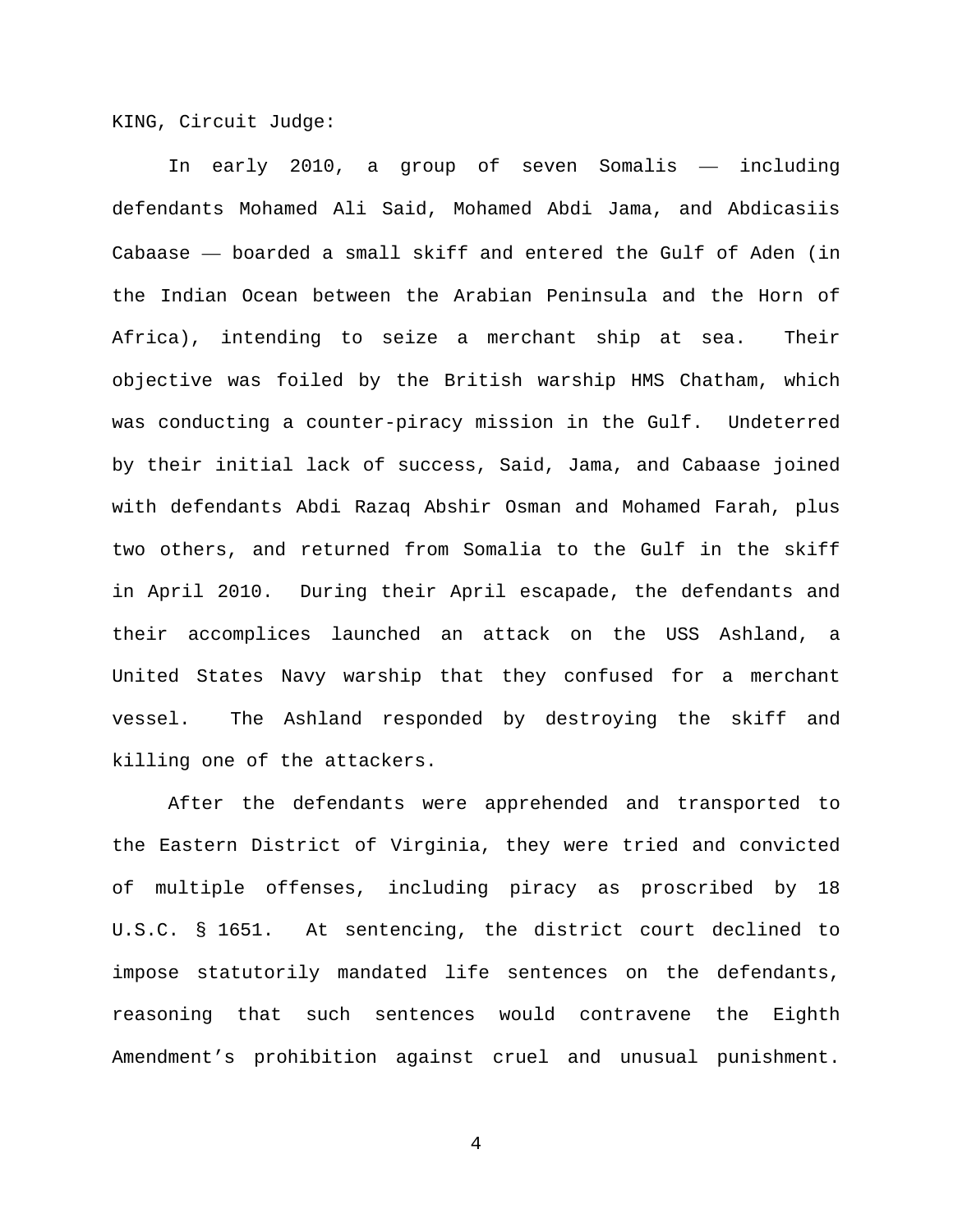KING, Circuit Judge:

In early 2010, a group of seven Somalis —— including defendants Mohamed Ali Said, Mohamed Abdi Jama, and Abdicasiis Cabaase —— boarded a small skiff and entered the Gulf of Aden (in the Indian Ocean between the Arabian Peninsula and the Horn of Africa), intending to seize a merchant ship at sea. Their objective was foiled by the British warship HMS Chatham, which was conducting a counter-piracy mission in the Gulf. Undeterred by their initial lack of success, Said, Jama, and Cabaase joined with defendants Abdi Razaq Abshir Osman and Mohamed Farah, plus two others, and returned from Somalia to the Gulf in the skiff in April 2010. During their April escapade, the defendants and their accomplices launched an attack on the USS Ashland, a United States Navy warship that they confused for a merchant vessel. The Ashland responded by destroying the skiff and killing one of the attackers.

After the defendants were apprehended and transported to the Eastern District of Virginia, they were tried and convicted of multiple offenses, including piracy as proscribed by 18 U.S.C. § 1651. At sentencing, the district court declined to impose statutorily mandated life sentences on the defendants, reasoning that such sentences would contravene the Eighth Amendment's prohibition against cruel and unusual punishment.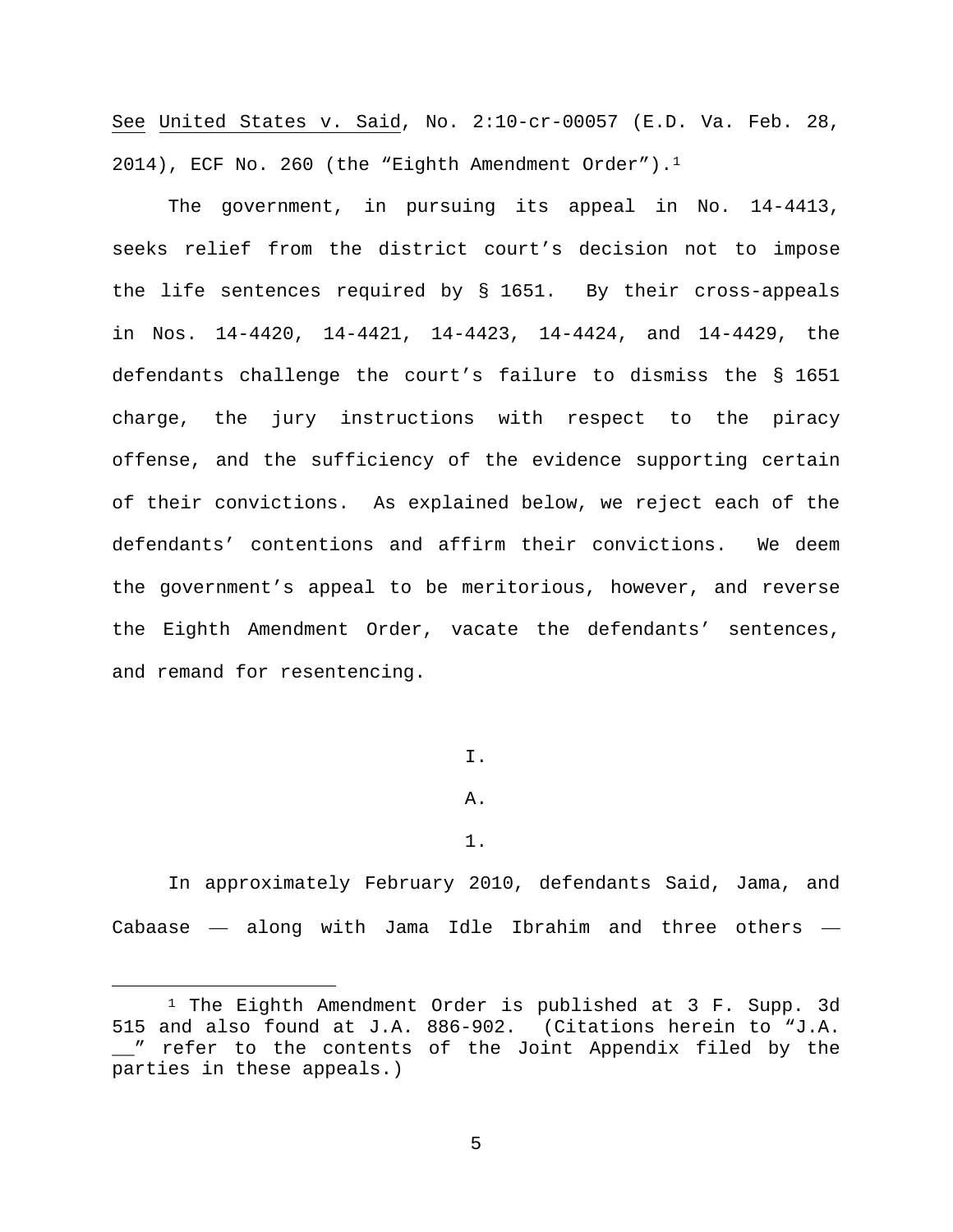See United States v. Said, No. 2:10-cr-00057 (E.D. Va. Feb. 28, 2014), ECF No. 260 (the "Eighth Amendment Order").[1]

The government, in pursuing its appeal in No. 14-4413, seeks relief from the district court's decision not to impose the life sentences required by § 1651. By their cross-appeals in Nos. 14-4420, 14-4421, 14-4423, 14-4424, and 14-4429, the defendants challenge the court's failure to dismiss the § 1651 charge, the jury instructions with respect to the piracy offense, and the sufficiency of the evidence supporting certain of their convictions. As explained below, we reject each of the defendants' contentions and affirm their convictions. We deem the government's appeal to be meritorious, however, and reverse the Eighth Amendment Order, vacate the defendants' sentences, and remand for resentencing.

I.

A.

1.

In approximately February 2010, defendants Said, Jama, and Cabaase — along with Jama Idle Ibrahim and three others —

[1] The Eighth Amendment Order is published at 3 F. Supp. 3d 515 and also found at J.A. 886-902. (Citations herein to "J.A. __" refer to the contents of the Joint Appendix filed by the parties in these appeals.)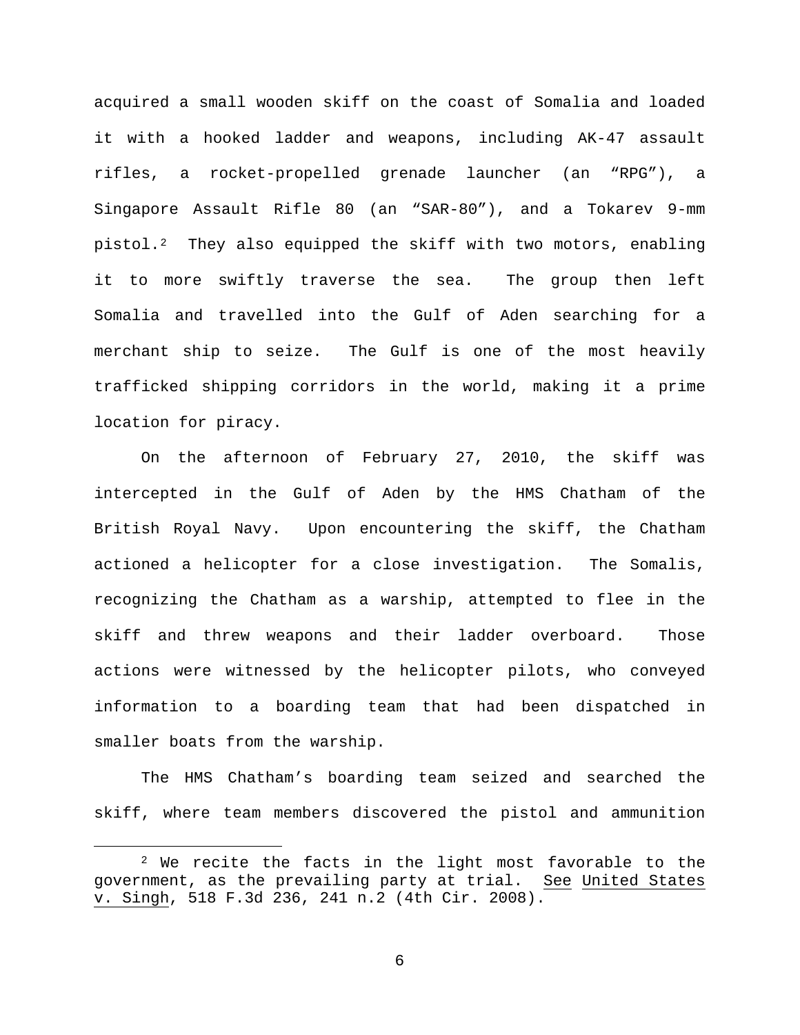acquired a small wooden skiff on the coast of Somalia and loaded it with a hooked ladder and weapons, including AK-47 assault rifles, a rocket-propelled grenade launcher (an "RPG"), a Singapore Assault Rifle 80 (an "SAR-80"), and a Tokarev 9-mm pistol.[2] They also equipped the skiff with two motors, enabling it to more swiftly traverse the sea. The group then left Somalia and travelled into the Gulf of Aden searching for a merchant ship to seize. The Gulf is one of the most heavily trafficked shipping corridors in the world, making it a prime location for piracy.

On the afternoon of February 27, 2010, the skiff was intercepted in the Gulf of Aden by the HMS Chatham of the British Royal Navy. Upon encountering the skiff, the Chatham actioned a helicopter for a close investigation. The Somalis, recognizing the Chatham as a warship, attempted to flee in the skiff and threw weapons and their ladder overboard. Those actions were witnessed by the helicopter pilots, who conveyed information to a boarding team that had been dispatched in smaller boats from the warship.

The HMS Chatham's boarding team seized and searched the skiff, where team members discovered the pistol and ammunition

---

[2] We recite the facts in the light most favorable to the government, as the prevailing party at trial. See United States v. Singh, 518 F.3d 236, 241 n.2 (4th Cir. 2008).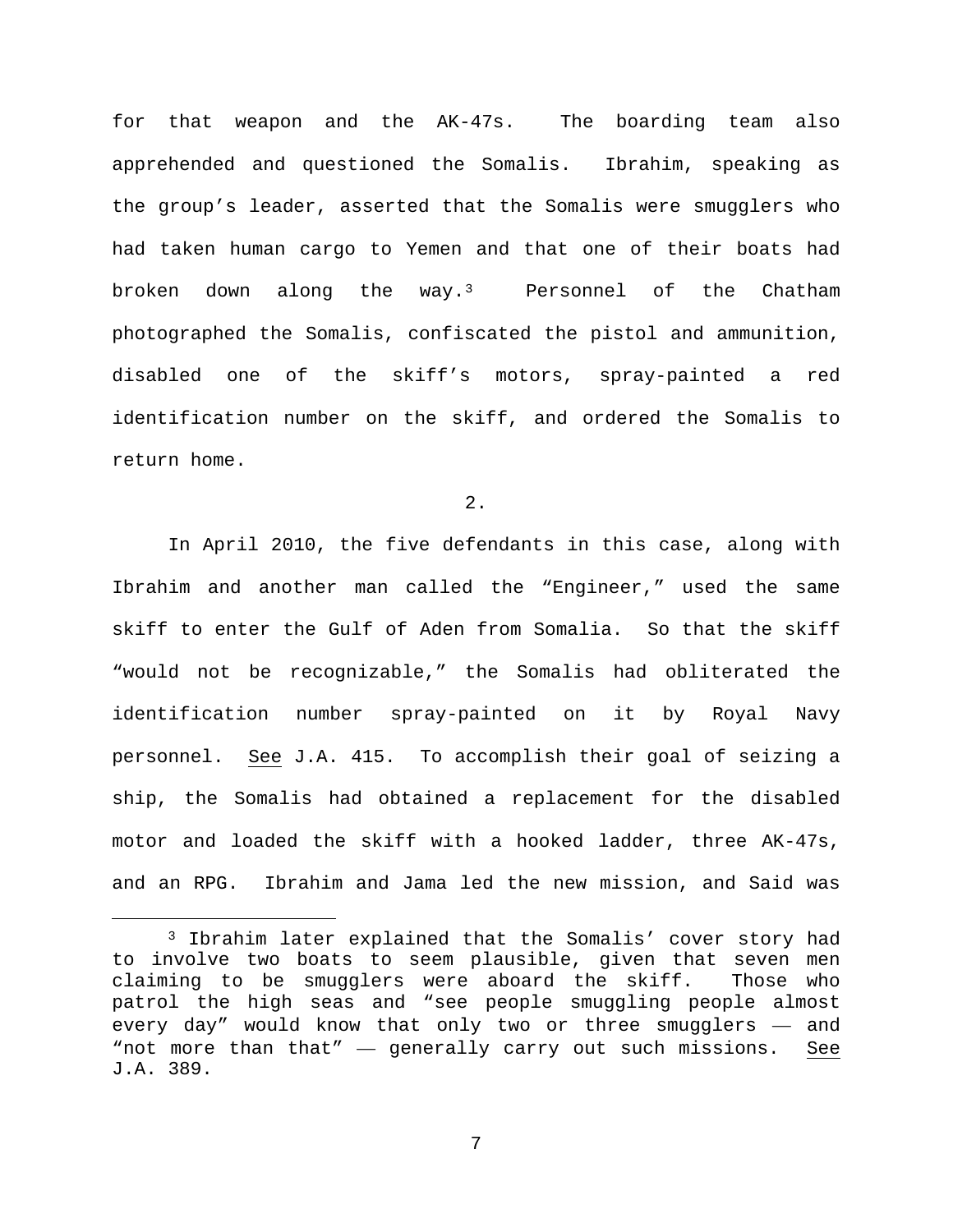for that weapon and the AK-47s. The boarding team also apprehended and questioned the Somalis. Ibrahim, speaking as the group's leader, asserted that the Somalis were smugglers who had taken human cargo to Yemen and that one of their boats had broken down along the way.[3] Personnel of the Chatham photographed the Somalis, confiscated the pistol and ammunition, disabled one of the skiff's motors, spray-painted a red identification number on the skiff, and ordered the Somalis to return home.

2.

In April 2010, the five defendants in this case, along with Ibrahim and another man called the "Engineer," used the same skiff to enter the Gulf of Aden from Somalia. So that the skiff "would not be recognizable," the Somalis had obliterated the identification number spray-painted on it by Royal Navy personnel. See J.A. 415. To accomplish their goal of seizing a ship, the Somalis had obtained a replacement for the disabled motor and loaded the skiff with a hooked ladder, three AK-47s, and an RPG. Ibrahim and Jama led the new mission, and Said was

---

[3] Ibrahim later explained that the Somalis' cover story had to involve two boats to seem plausible, given that seven men claiming to be smugglers were aboard the skiff. Those who patrol the high seas and "see people smuggling people almost every day" would know that only two or three smugglers — and "not more than that" — generally carry out such missions. See J.A. 389.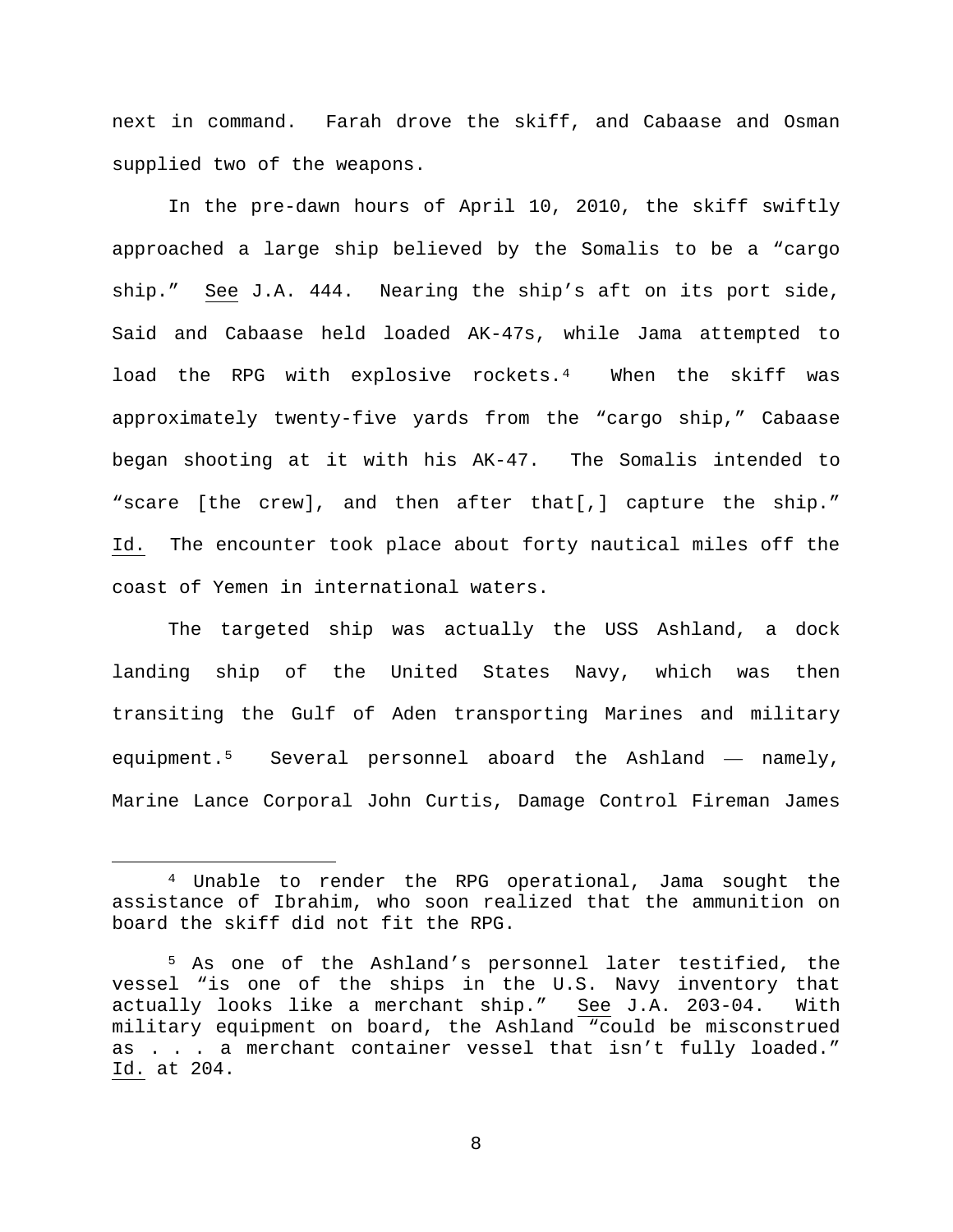next in command. Farah drove the skiff, and Cabaase and Osman supplied two of the weapons.

In the pre-dawn hours of April 10, 2010, the skiff swiftly approached a large ship believed by the Somalis to be a "cargo ship." See J.A. 444. Nearing the ship's aft on its port side, Said and Cabaase held loaded AK-47s, while Jama attempted to load the RPG with explosive rockets.[4] When the skiff was approximately twenty-five yards from the "cargo ship," Cabaase began shooting at it with his AK-47. The Somalis intended to "scare [the crew], and then after that[,] capture the ship." Id. The encounter took place about forty nautical miles off the coast of Yemen in international waters.

The targeted ship was actually the USS Ashland, a dock landing ship of the United States Navy, which was then transiting the Gulf of Aden transporting Marines and military equipment.[5] Several personnel aboard the Ashland — namely, Marine Lance Corporal John Curtis, Damage Control Fireman James

---

[4] Unable to render the RPG operational, Jama sought the assistance of Ibrahim, who soon realized that the ammunition on board the skiff did not fit the RPG.

[5] As one of the Ashland's personnel later testified, the vessel "is one of the ships in the U.S. Navy inventory that actually looks like a merchant ship." See J.A. 203-04. With military equipment on board, the Ashland "could be misconstrued as . . . a merchant container vessel that isn't fully loaded." Id. at 204.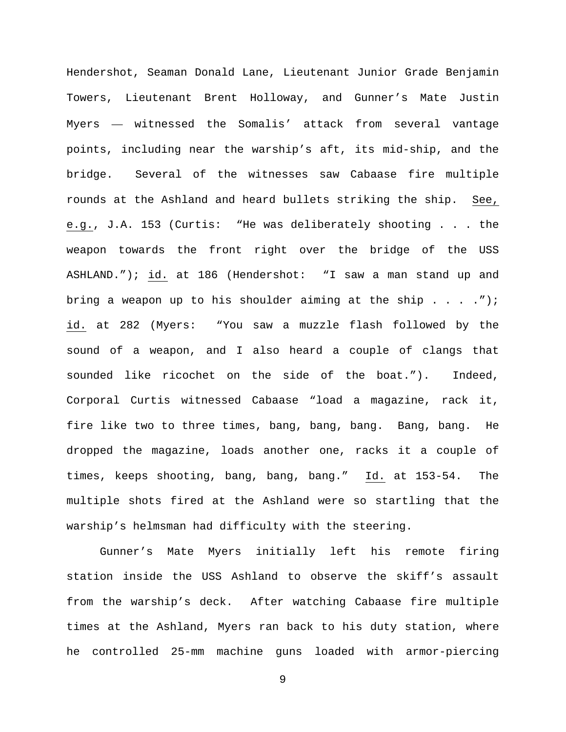Hendershot, Seaman Donald Lane, Lieutenant Junior Grade Benjamin Towers, Lieutenant Brent Holloway, and Gunner's Mate Justin Myers — witnessed the Somalis' attack from several vantage points, including near the warship's aft, its mid-ship, and the bridge. Several of the witnesses saw Cabaase fire multiple rounds at the Ashland and heard bullets striking the ship. See, e.g., J.A. 153 (Curtis: "He was deliberately shooting . . . the weapon towards the front right over the bridge of the USS ASHLAND."); id. at 186 (Hendershot: "I saw a man stand up and bring a weapon up to his shoulder aiming at the ship . . . ."); id. at 282 (Myers: "You saw a muzzle flash followed by the sound of a weapon, and I also heard a couple of clangs that sounded like ricochet on the side of the boat."). Indeed, Corporal Curtis witnessed Cabaase "load a magazine, rack it, fire like two to three times, bang, bang, bang. Bang, bang. He dropped the magazine, loads another one, racks it a couple of times, keeps shooting, bang, bang, bang." Id. at 153-54. The multiple shots fired at the Ashland were so startling that the warship's helmsman had difficulty with the steering.

Gunner's Mate Myers initially left his remote firing station inside the USS Ashland to observe the skiff's assault from the warship's deck. After watching Cabaase fire multiple times at the Ashland, Myers ran back to his duty station, where he controlled 25-mm machine guns loaded with armor-piercing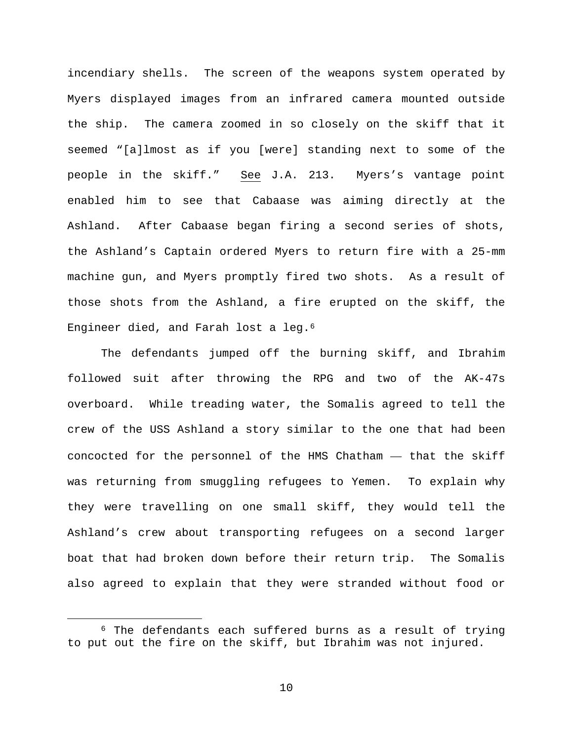incendiary shells. The screen of the weapons system operated by Myers displayed images from an infrared camera mounted outside the ship. The camera zoomed in so closely on the skiff that it seemed "[a]lmost as if you [were] standing next to some of the people in the skiff." See J.A. 213. Myers's vantage point enabled him to see that Cabaase was aiming directly at the Ashland. After Cabaase began firing a second series of shots, the Ashland's Captain ordered Myers to return fire with a 25-mm machine gun, and Myers promptly fired two shots. As a result of those shots from the Ashland, a fire erupted on the skiff, the Engineer died, and Farah lost a leg.[6]

The defendants jumped off the burning skiff, and Ibrahim followed suit after throwing the RPG and two of the AK-47s overboard. While treading water, the Somalis agreed to tell the crew of the USS Ashland a story similar to the one that had been concocted for the personnel of the HMS Chatham — that the skiff was returning from smuggling refugees to Yemen. To explain why they were travelling on one small skiff, they would tell the Ashland's crew about transporting refugees on a second larger boat that had broken down before their return trip. The Somalis also agreed to explain that they were stranded without food or

---

[6] The defendants each suffered burns as a result of trying to put out the fire on the skiff, but Ibrahim was not injured.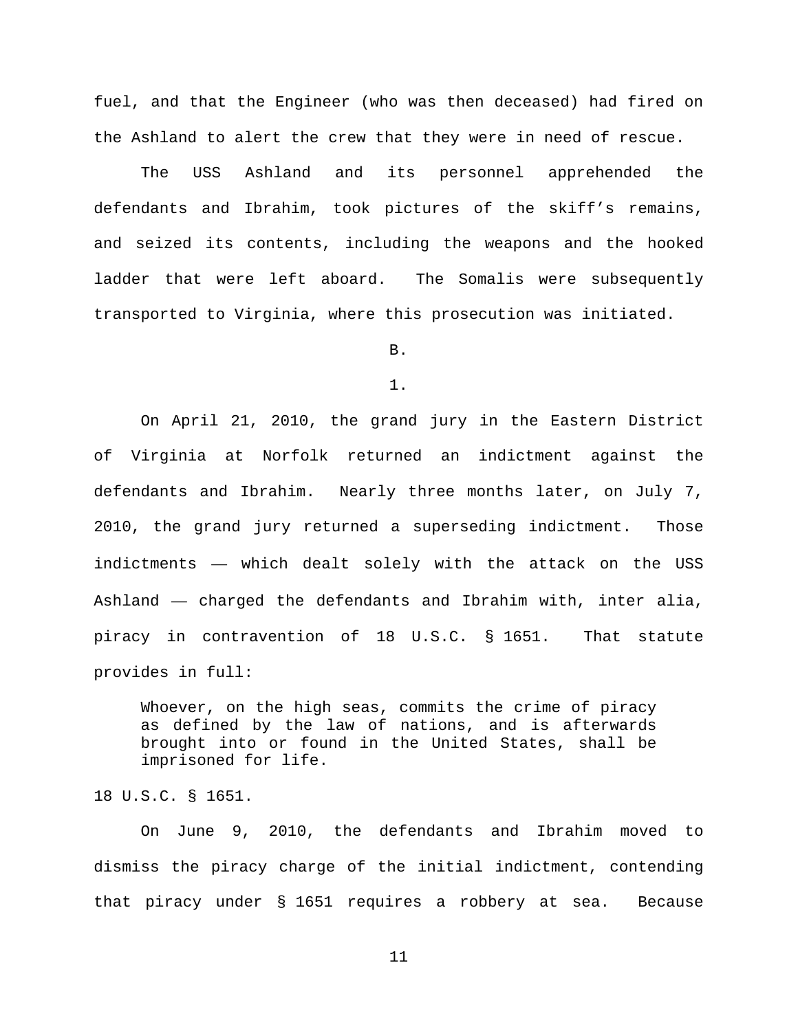fuel, and that the Engineer (who was then deceased) had fired on the Ashland to alert the crew that they were in need of rescue.

The USS Ashland and its personnel apprehended the defendants and Ibrahim, took pictures of the skiff's remains, and seized its contents, including the weapons and the hooked ladder that were left aboard. The Somalis were subsequently transported to Virginia, where this prosecution was initiated.

B.

1.

On April 21, 2010, the grand jury in the Eastern District of Virginia at Norfolk returned an indictment against the defendants and Ibrahim. Nearly three months later, on July 7, 2010, the grand jury returned a superseding indictment. Those indictments — which dealt solely with the attack on the USS Ashland — charged the defendants and Ibrahim with, inter alia, piracy in contravention of 18 U.S.C. § 1651. That statute provides in full:

> Whoever, on the high seas, commits the crime of piracy as defined by the law of nations, and is afterwards brought into or found in the United States, shall be imprisoned for life.

18 U.S.C. § 1651.

On June 9, 2010, the defendants and Ibrahim moved to dismiss the piracy charge of the initial indictment, contending that piracy under § 1651 requires a robbery at sea. Because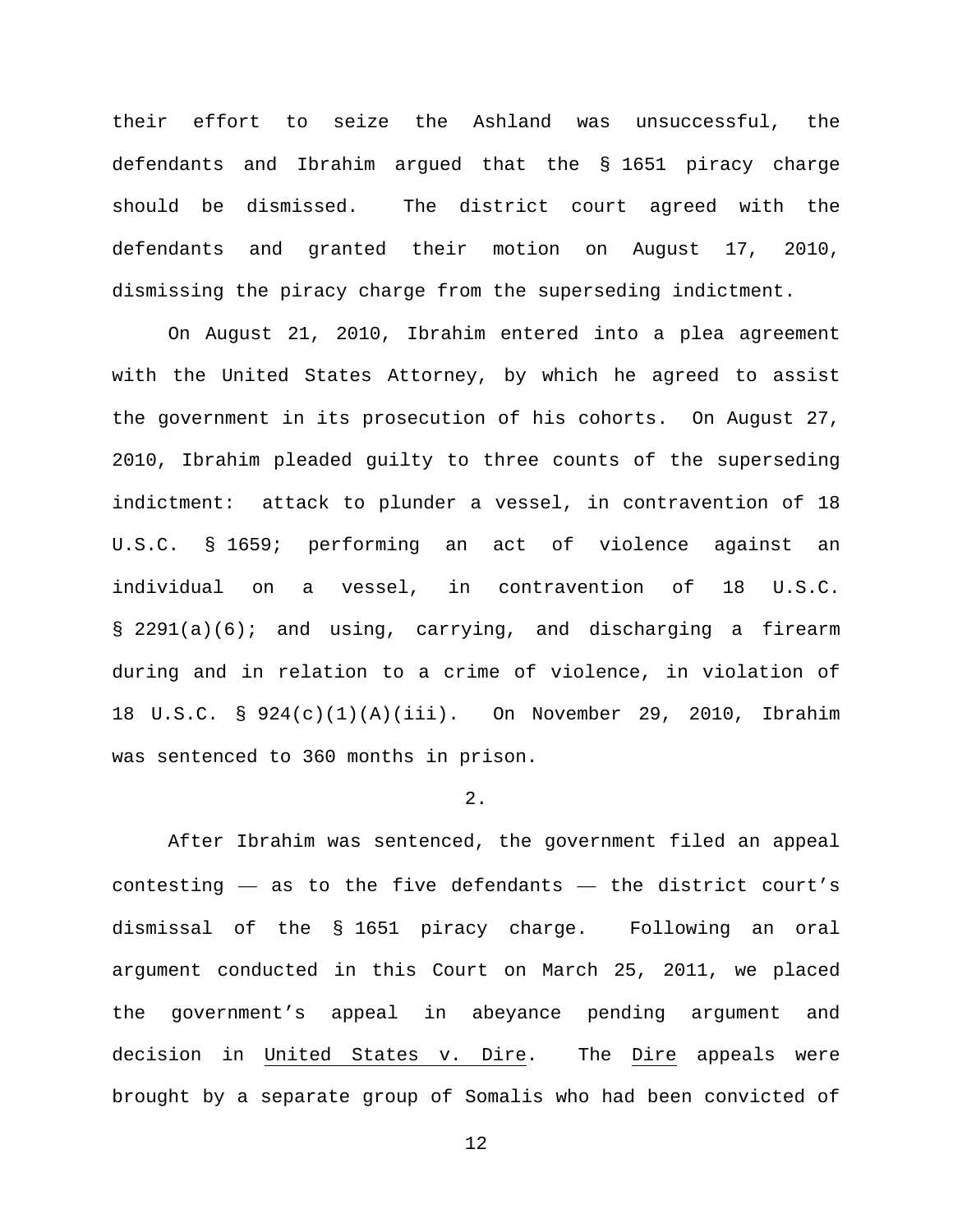their effort to seize the Ashland was unsuccessful, the defendants and Ibrahim argued that the § 1651 piracy charge should be dismissed. The district court agreed with the defendants and granted their motion on August 17, 2010, dismissing the piracy charge from the superseding indictment.

On August 21, 2010, Ibrahim entered into a plea agreement with the United States Attorney, by which he agreed to assist the government in its prosecution of his cohorts. On August 27, 2010, Ibrahim pleaded guilty to three counts of the superseding indictment: attack to plunder a vessel, in contravention of 18 U.S.C. § 1659; performing an act of violence against an individual on a vessel, in contravention of 18 U.S.C. § 2291(a)(6); and using, carrying, and discharging a firearm during and in relation to a crime of violence, in violation of 18 U.S.C. § 924(c)(1)(A)(iii). On November 29, 2010, Ibrahim was sentenced to 360 months in prison.

2.

After Ibrahim was sentenced, the government filed an appeal contesting — as to the five defendants — the district court's dismissal of the § 1651 piracy charge. Following an oral argument conducted in this Court on March 25, 2011, we placed the government's appeal in abeyance pending argument and decision in United States v. Dire. The Dire appeals were brought by a separate group of Somalis who had been convicted of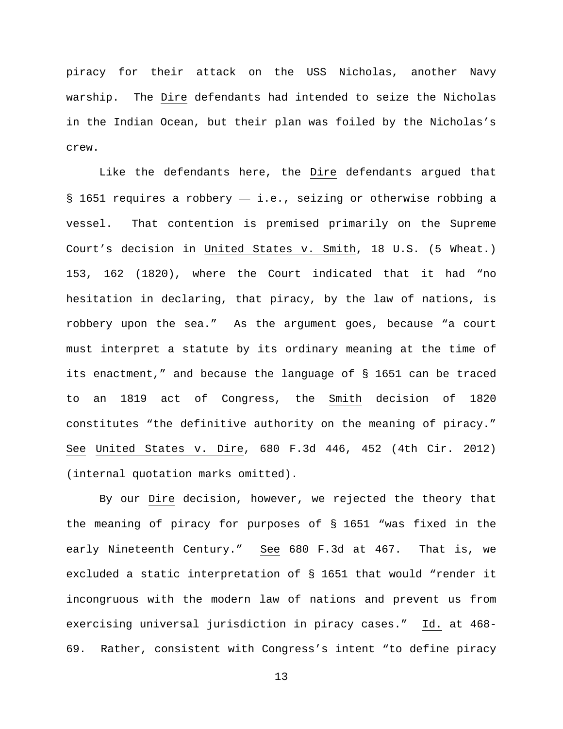piracy for their attack on the USS Nicholas, another Navy warship. The Dire defendants had intended to seize the Nicholas in the Indian Ocean, but their plan was foiled by the Nicholas's crew.

Like the defendants here, the Dire defendants argued that § 1651 requires a robbery — i.e., seizing or otherwise robbing a vessel. That contention is premised primarily on the Supreme Court's decision in United States v. Smith, 18 U.S. (5 Wheat.) 153, 162 (1820), where the Court indicated that it had "no hesitation in declaring, that piracy, by the law of nations, is robbery upon the sea." As the argument goes, because "a court must interpret a statute by its ordinary meaning at the time of its enactment," and because the language of § 1651 can be traced to an 1819 act of Congress, the Smith decision of 1820 constitutes "the definitive authority on the meaning of piracy." See United States v. Dire, 680 F.3d 446, 452 (4th Cir. 2012) (internal quotation marks omitted).

By our Dire decision, however, we rejected the theory that the meaning of piracy for purposes of § 1651 "was fixed in the early Nineteenth Century." See 680 F.3d at 467. That is, we excluded a static interpretation of § 1651 that would "render it incongruous with the modern law of nations and prevent us from exercising universal jurisdiction in piracy cases." Id. at 468-69. Rather, consistent with Congress's intent "to define piracy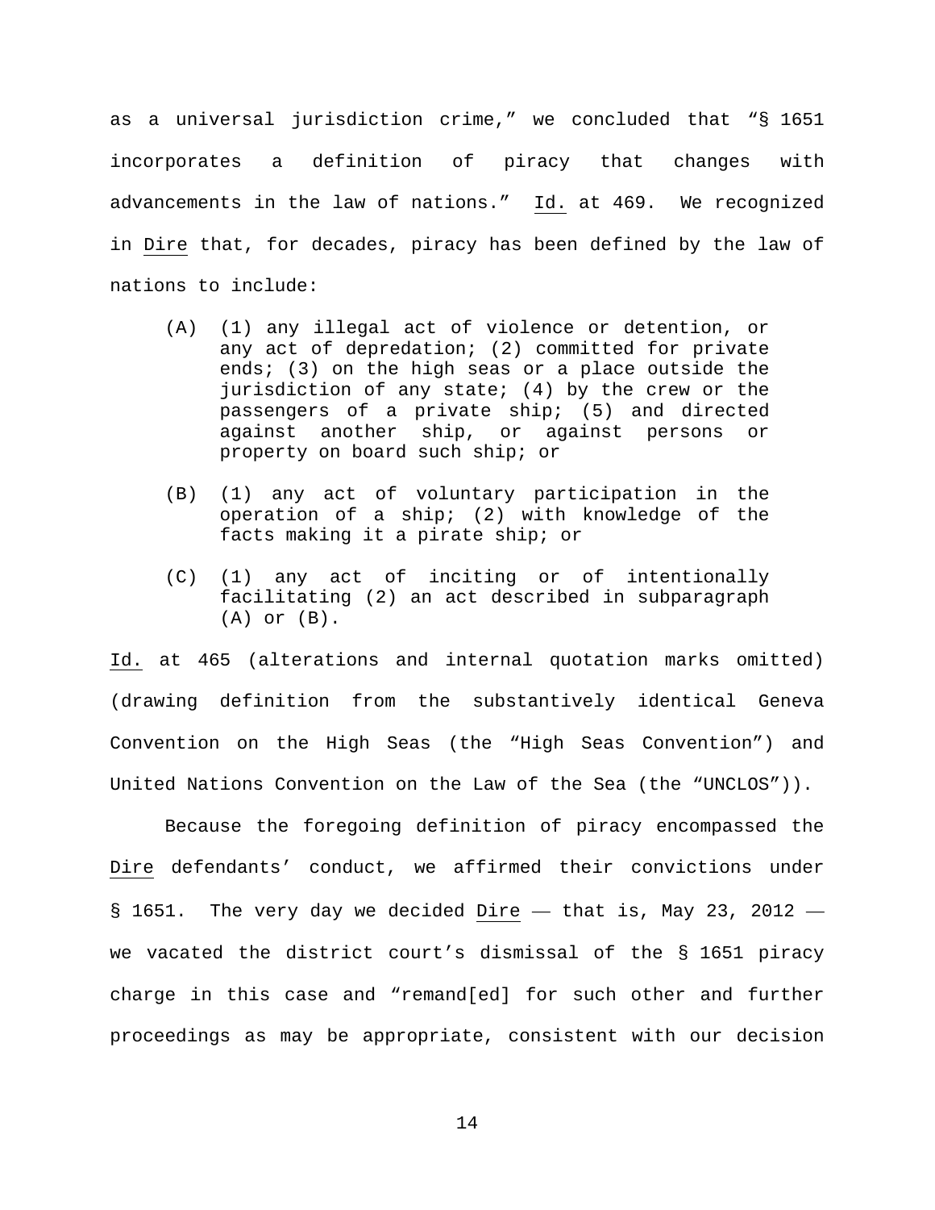as a universal jurisdiction crime," we concluded that "§ 1651 incorporates a definition of piracy that changes with advancements in the law of nations." Id. at 469. We recognized in Dire that, for decades, piracy has been defined by the law of nations to include:

> (A) (1) any illegal act of violence or detention, or any act of depredation; (2) committed for private ends; (3) on the high seas or a place outside the jurisdiction of any state; (4) by the crew or the passengers of a private ship; (5) and directed against another ship, or against persons or property on board such ship; or
>
> (B) (1) any act of voluntary participation in the operation of a ship; (2) with knowledge of the facts making it a pirate ship; or
>
> (C) (1) any act of inciting or of intentionally facilitating (2) an act described in subparagraph (A) or (B).

Id. at 465 (alterations and internal quotation marks omitted) (drawing definition from the substantively identical Geneva Convention on the High Seas (the "High Seas Convention") and United Nations Convention on the Law of the Sea (the "UNCLOS")).

Because the foregoing definition of piracy encompassed the Dire defendants' conduct, we affirmed their convictions under § 1651. The very day we decided Dire — that is, May 23, 2012 — we vacated the district court's dismissal of the § 1651 piracy charge in this case and "remand[ed] for such other and further proceedings as may be appropriate, consistent with our decision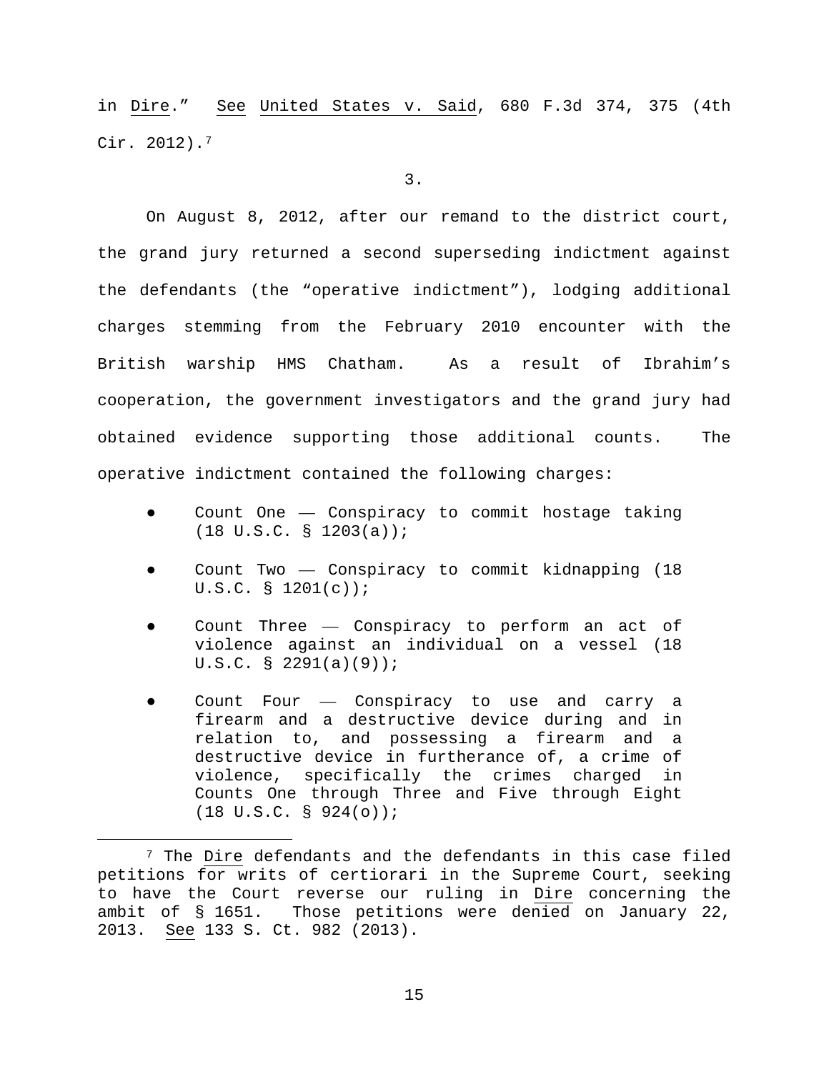in Dire." See United States v. Said, 680 F.3d 374, 375 (4th Cir. 2012).[7]

3.

On August 8, 2012, after our remand to the district court, the grand jury returned a second superseding indictment against the defendants (the "operative indictment"), lodging additional charges stemming from the February 2010 encounter with the British warship HMS Chatham. As a result of Ibrahim's cooperation, the government investigators and the grand jury had obtained evidence supporting those additional counts. The operative indictment contained the following charges:

- Count One — Conspiracy to commit hostage taking (18 U.S.C. § 1203(a));
- Count Two — Conspiracy to commit kidnapping (18 U.S.C. § 1201(c));
- Count Three — Conspiracy to perform an act of violence against an individual on a vessel (18 U.S.C. § 2291(a)(9));
- Count Four — Conspiracy to use and carry a firearm and a destructive device during and in relation to, and possessing a firearm and a destructive device in furtherance of, a crime of violence, specifically the crimes charged in Counts One through Three and Five through Eight (18 U.S.C. § 924(o));

[7] The Dire defendants and the defendants in this case filed petitions for writs of certiorari in the Supreme Court, seeking to have the Court reverse our ruling in Dire concerning the ambit of § 1651. Those petitions were denied on January 22, 2013. See 133 S. Ct. 982 (2013).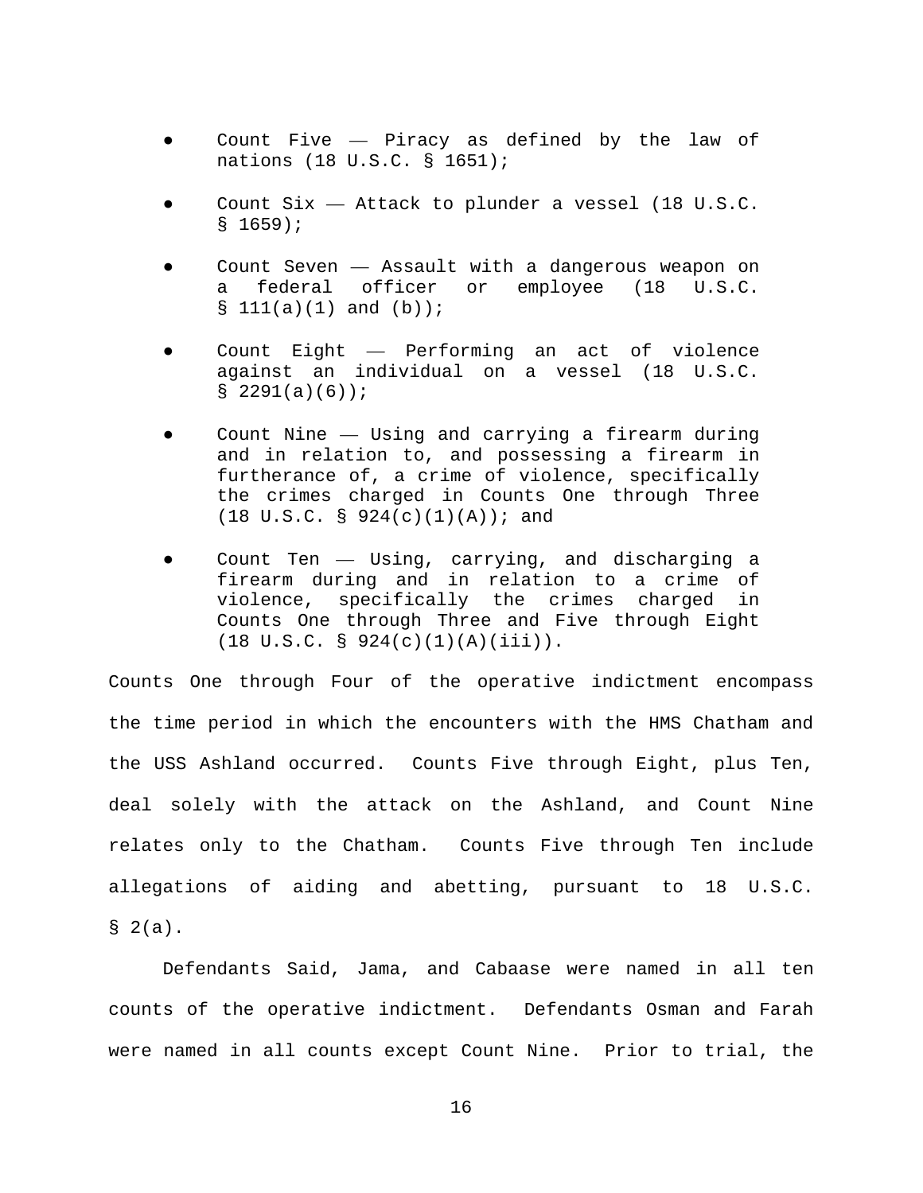- Count Five — Piracy as defined by the law of nations (18 U.S.C. § 1651);
- Count Six — Attack to plunder a vessel (18 U.S.C. § 1659);
- Count Seven — Assault with a dangerous weapon on a federal officer or employee (18 U.S.C. § 111(a)(1) and (b));
- Count Eight — Performing an act of violence against an individual on a vessel (18 U.S.C. § 2291(a)(6));
- Count Nine — Using and carrying a firearm during and in relation to, and possessing a firearm in furtherance of, a crime of violence, specifically the crimes charged in Counts One through Three (18 U.S.C. § 924(c)(1)(A)); and
- Count Ten — Using, carrying, and discharging a firearm during and in relation to a crime of violence, specifically the crimes charged in Counts One through Three and Five through Eight (18 U.S.C. § 924(c)(1)(A)(iii)).

Counts One through Four of the operative indictment encompass the time period in which the encounters with the HMS Chatham and the USS Ashland occurred. Counts Five through Eight, plus Ten, deal solely with the attack on the Ashland, and Count Nine relates only to the Chatham. Counts Five through Ten include allegations of aiding and abetting, pursuant to 18 U.S.C. § 2(a).

Defendants Said, Jama, and Cabaase were named in all ten counts of the operative indictment. Defendants Osman and Farah were named in all counts except Count Nine. Prior to trial, the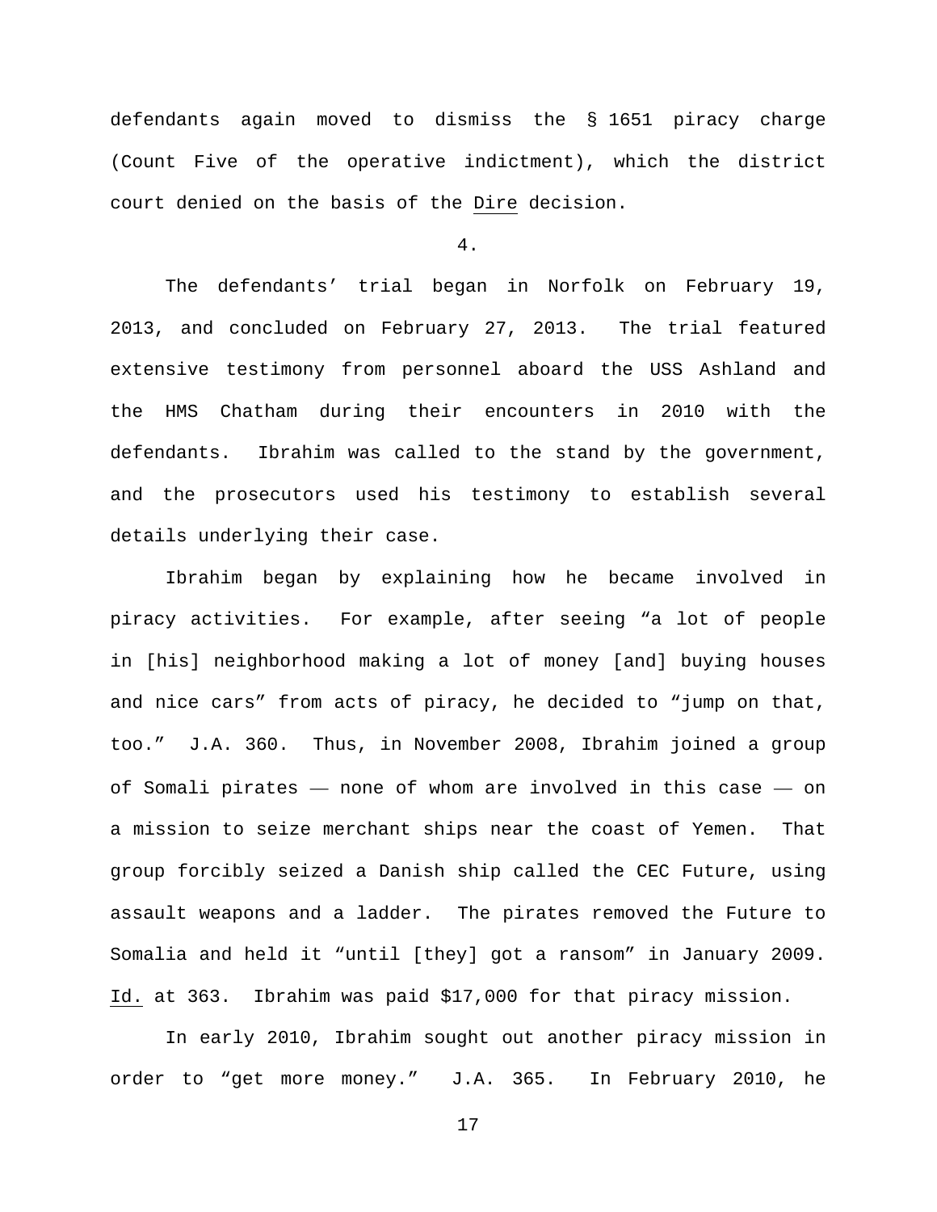defendants again moved to dismiss the § 1651 piracy charge (Count Five of the operative indictment), which the district court denied on the basis of the Dire decision.

4.

The defendants' trial began in Norfolk on February 19, 2013, and concluded on February 27, 2013. The trial featured extensive testimony from personnel aboard the USS Ashland and the HMS Chatham during their encounters in 2010 with the defendants. Ibrahim was called to the stand by the government, and the prosecutors used his testimony to establish several details underlying their case.

Ibrahim began by explaining how he became involved in piracy activities. For example, after seeing "a lot of people in [his] neighborhood making a lot of money [and] buying houses and nice cars" from acts of piracy, he decided to "jump on that, too." J.A. 360. Thus, in November 2008, Ibrahim joined a group of Somali pirates — none of whom are involved in this case — on a mission to seize merchant ships near the coast of Yemen. That group forcibly seized a Danish ship called the CEC Future, using assault weapons and a ladder. The pirates removed the Future to Somalia and held it "until [they] got a ransom" in January 2009. Id. at 363. Ibrahim was paid $17,000 for that piracy mission.

In early 2010, Ibrahim sought out another piracy mission in order to "get more money." J.A. 365. In February 2010, he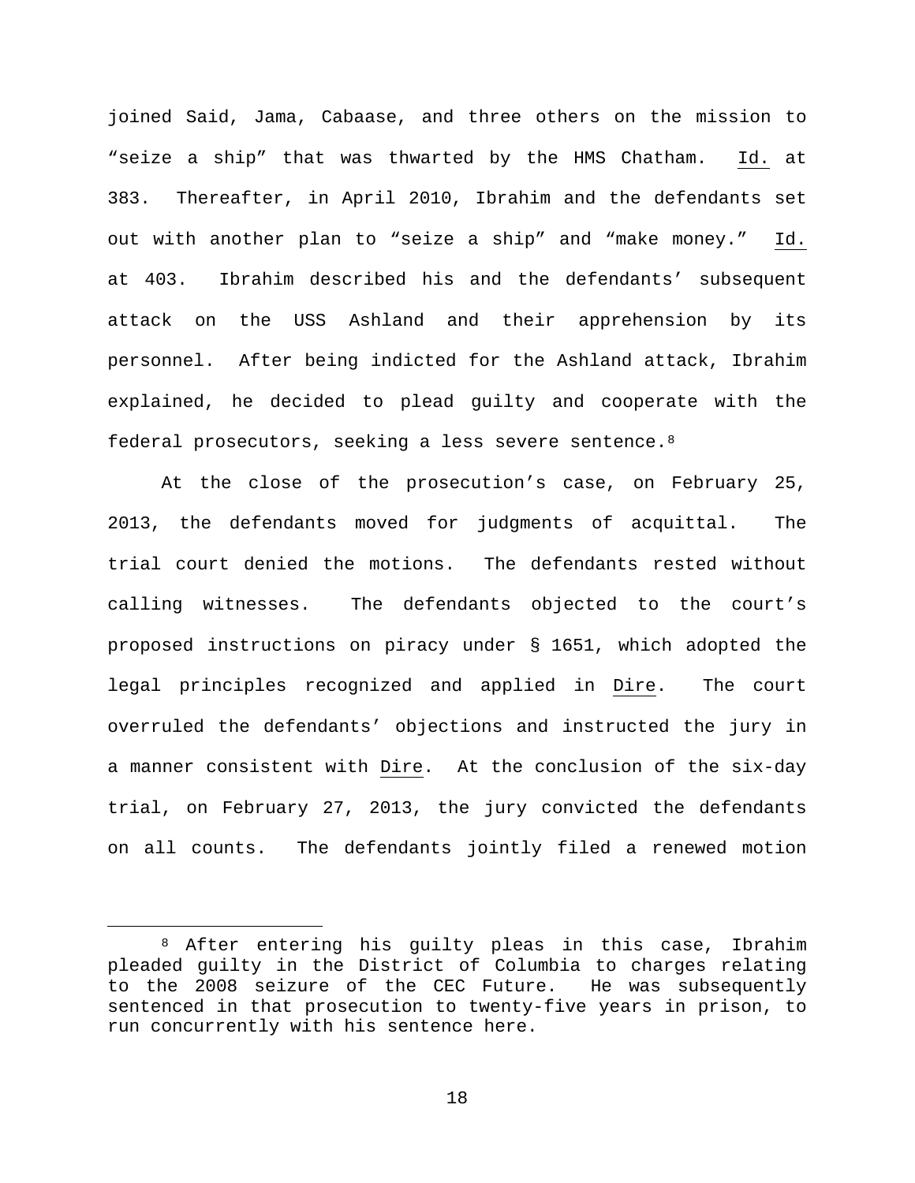joined Said, Jama, Cabaase, and three others on the mission to "seize a ship" that was thwarted by the HMS Chatham. Id. at 383. Thereafter, in April 2010, Ibrahim and the defendants set out with another plan to "seize a ship" and "make money." Id. at 403. Ibrahim described his and the defendants' subsequent attack on the USS Ashland and their apprehension by its personnel. After being indicted for the Ashland attack, Ibrahim explained, he decided to plead guilty and cooperate with the federal prosecutors, seeking a less severe sentence.[8]

At the close of the prosecution's case, on February 25, 2013, the defendants moved for judgments of acquittal. The trial court denied the motions. The defendants rested without calling witnesses. The defendants objected to the court's proposed instructions on piracy under § 1651, which adopted the legal principles recognized and applied in Dire. The court overruled the defendants' objections and instructed the jury in a manner consistent with Dire. At the conclusion of the six-day trial, on February 27, 2013, the jury convicted the defendants on all counts. The defendants jointly filed a renewed motion

---

[8] After entering his guilty pleas in this case, Ibrahim pleaded guilty in the District of Columbia to charges relating to the 2008 seizure of the CEC Future. He was subsequently sentenced in that prosecution to twenty-five years in prison, to run concurrently with his sentence here.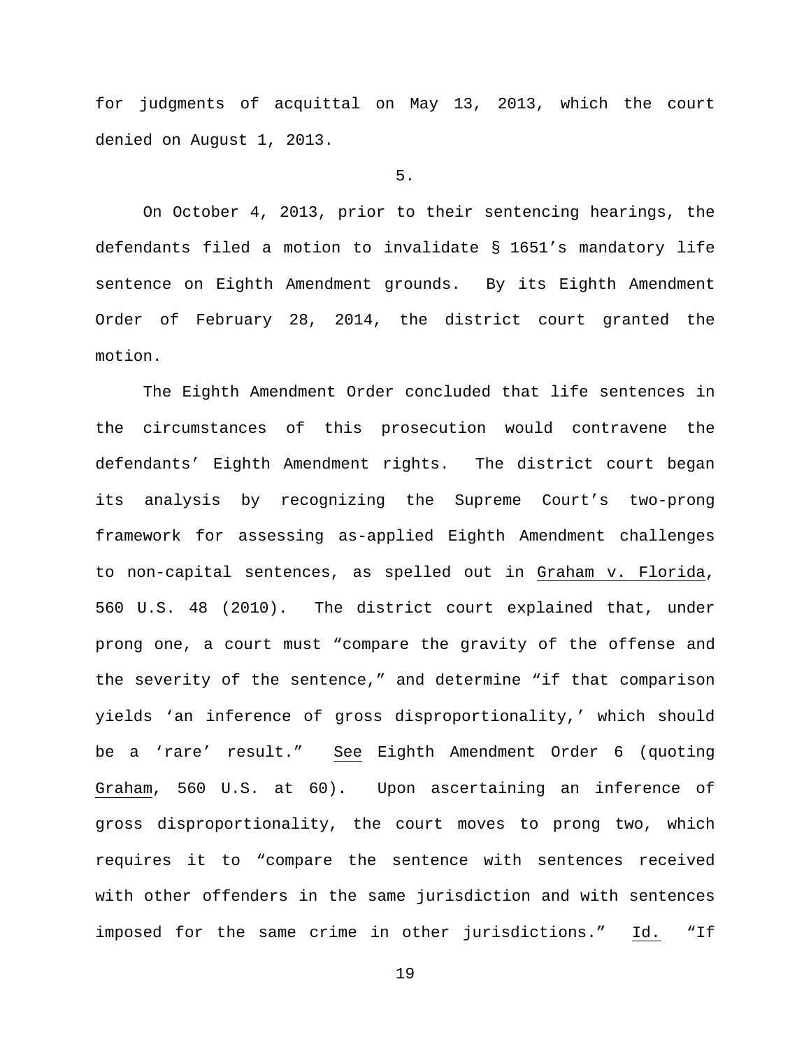for judgments of acquittal on May 13, 2013, which the court denied on August 1, 2013.

5.

On October 4, 2013, prior to their sentencing hearings, the defendants filed a motion to invalidate § 1651's mandatory life sentence on Eighth Amendment grounds. By its Eighth Amendment Order of February 28, 2014, the district court granted the motion.

The Eighth Amendment Order concluded that life sentences in the circumstances of this prosecution would contravene the defendants' Eighth Amendment rights. The district court began its analysis by recognizing the Supreme Court's two-prong framework for assessing as-applied Eighth Amendment challenges to non-capital sentences, as spelled out in Graham v. Florida, 560 U.S. 48 (2010). The district court explained that, under prong one, a court must "compare the gravity of the offense and the severity of the sentence," and determine "if that comparison yields 'an inference of gross disproportionality,' which should be a 'rare' result." See Eighth Amendment Order 6 (quoting Graham, 560 U.S. at 60). Upon ascertaining an inference of gross disproportionality, the court moves to prong two, which requires it to "compare the sentence with sentences received with other offenders in the same jurisdiction and with sentences imposed for the same crime in other jurisdictions." Id. "If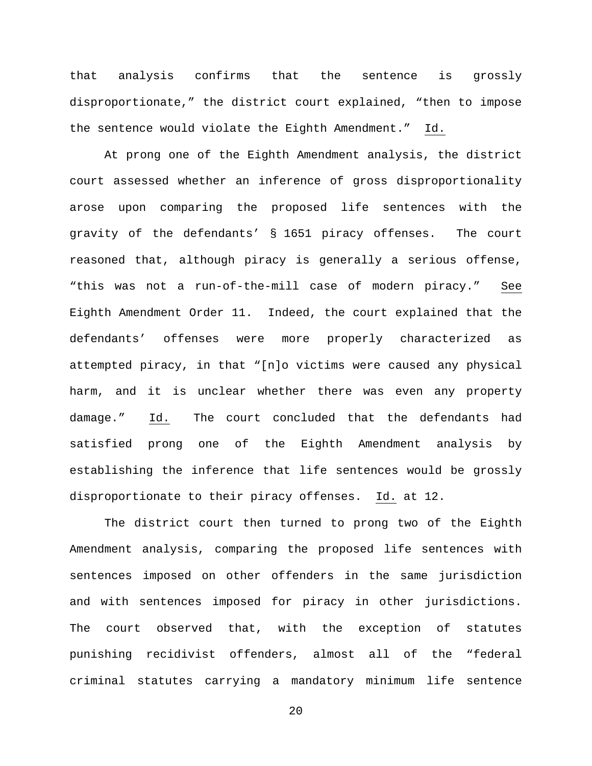that analysis confirms that the sentence is grossly disproportionate," the district court explained, "then to impose the sentence would violate the Eighth Amendment." Id.

At prong one of the Eighth Amendment analysis, the district court assessed whether an inference of gross disproportionality arose upon comparing the proposed life sentences with the gravity of the defendants' § 1651 piracy offenses. The court reasoned that, although piracy is generally a serious offense, "this was not a run-of-the-mill case of modern piracy." See Eighth Amendment Order 11. Indeed, the court explained that the defendants' offenses were more properly characterized as attempted piracy, in that "[n]o victims were caused any physical harm, and it is unclear whether there was even any property damage." Id. The court concluded that the defendants had satisfied prong one of the Eighth Amendment analysis by establishing the inference that life sentences would be grossly disproportionate to their piracy offenses. Id. at 12.

The district court then turned to prong two of the Eighth Amendment analysis, comparing the proposed life sentences with sentences imposed on other offenders in the same jurisdiction and with sentences imposed for piracy in other jurisdictions. The court observed that, with the exception of statutes punishing recidivist offenders, almost all of the "federal criminal statutes carrying a mandatory minimum life sentence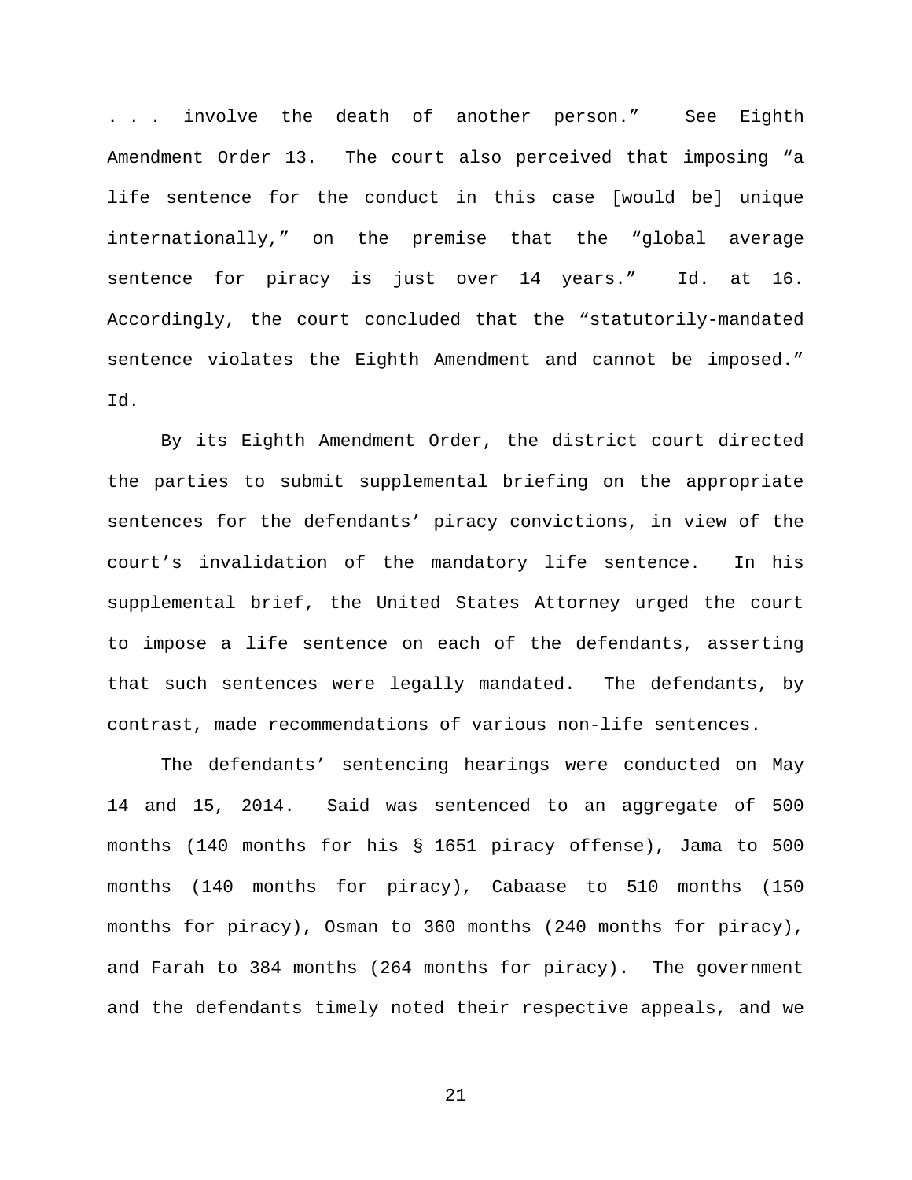. . . involve the death of another person." See Eighth Amendment Order 13. The court also perceived that imposing "a life sentence for the conduct in this case [would be] unique internationally," on the premise that the "global average sentence for piracy is just over 14 years." Id. at 16. Accordingly, the court concluded that the "statutorily-mandated sentence violates the Eighth Amendment and cannot be imposed." Id.

By its Eighth Amendment Order, the district court directed the parties to submit supplemental briefing on the appropriate sentences for the defendants' piracy convictions, in view of the court's invalidation of the mandatory life sentence. In his supplemental brief, the United States Attorney urged the court to impose a life sentence on each of the defendants, asserting that such sentences were legally mandated. The defendants, by contrast, made recommendations of various non-life sentences.

The defendants' sentencing hearings were conducted on May 14 and 15, 2014. Said was sentenced to an aggregate of 500 months (140 months for his § 1651 piracy offense), Jama to 500 months (140 months for piracy), Cabaase to 510 months (150 months for piracy), Osman to 360 months (240 months for piracy), and Farah to 384 months (264 months for piracy). The government and the defendants timely noted their respective appeals, and we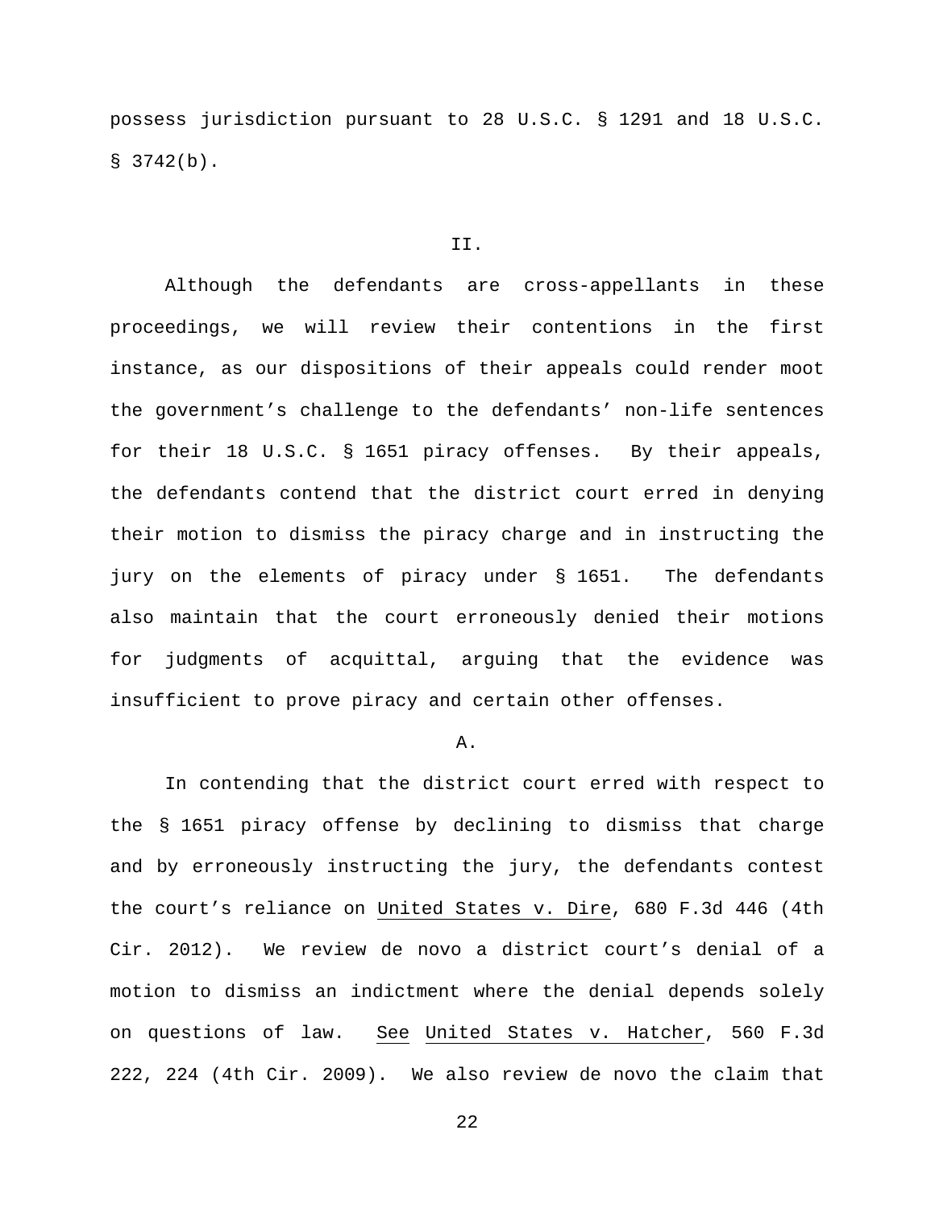possess jurisdiction pursuant to 28 U.S.C. § 1291 and 18 U.S.C. § 3742(b).

## II.

Although the defendants are cross-appellants in these proceedings, we will review their contentions in the first instance, as our dispositions of their appeals could render moot the government's challenge to the defendants' non-life sentences for their 18 U.S.C. § 1651 piracy offenses. By their appeals, the defendants contend that the district court erred in denying their motion to dismiss the piracy charge and in instructing the jury on the elements of piracy under § 1651. The defendants also maintain that the court erroneously denied their motions for judgments of acquittal, arguing that the evidence was insufficient to prove piracy and certain other offenses.

### A.

In contending that the district court erred with respect to the § 1651 piracy offense by declining to dismiss that charge and by erroneously instructing the jury, the defendants contest the court's reliance on United States v. Dire, 680 F.3d 446 (4th Cir. 2012). We review de novo a district court's denial of a motion to dismiss an indictment where the denial depends solely on questions of law. See United States v. Hatcher, 560 F.3d 222, 224 (4th Cir. 2009). We also review de novo the claim that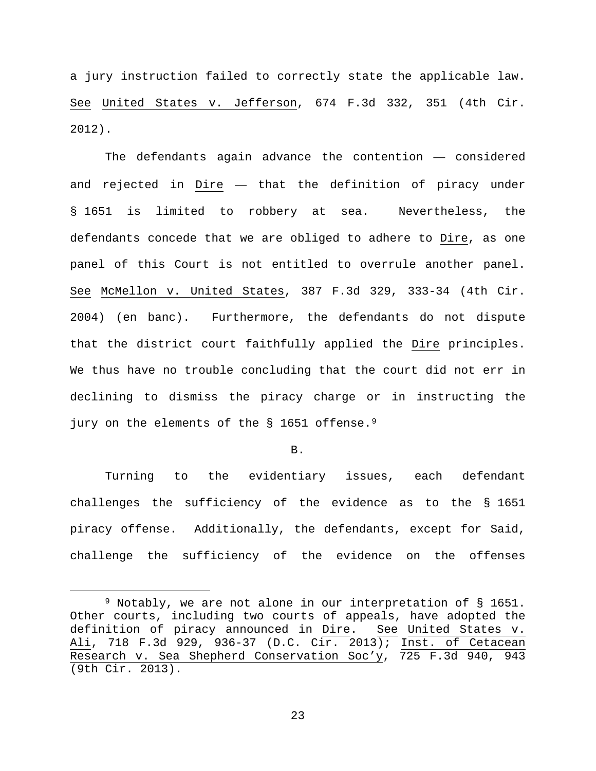a jury instruction failed to correctly state the applicable law. See United States v. Jefferson, 674 F.3d 332, 351 (4th Cir. 2012).

The defendants again advance the contention — considered and rejected in Dire — that the definition of piracy under § 1651 is limited to robbery at sea. Nevertheless, the defendants concede that we are obliged to adhere to Dire, as one panel of this Court is not entitled to overrule another panel. See McMellon v. United States, 387 F.3d 329, 333-34 (4th Cir. 2004) (en banc). Furthermore, the defendants do not dispute that the district court faithfully applied the Dire principles. We thus have no trouble concluding that the court did not err in declining to dismiss the piracy charge or in instructing the jury on the elements of the § 1651 offense.[9]

B.

Turning to the evidentiary issues, each defendant challenges the sufficiency of the evidence as to the § 1651 piracy offense. Additionally, the defendants, except for Said, challenge the sufficiency of the evidence on the offenses

[9] Notably, we are not alone in our interpretation of § 1651. Other courts, including two courts of appeals, have adopted the definition of piracy announced in Dire. See United States v. Ali, 718 F.3d 929, 936-37 (D.C. Cir. 2013); Inst. of Cetacean Research v. Sea Shepherd Conservation Soc'y, 725 F.3d 940, 943 (9th Cir. 2013).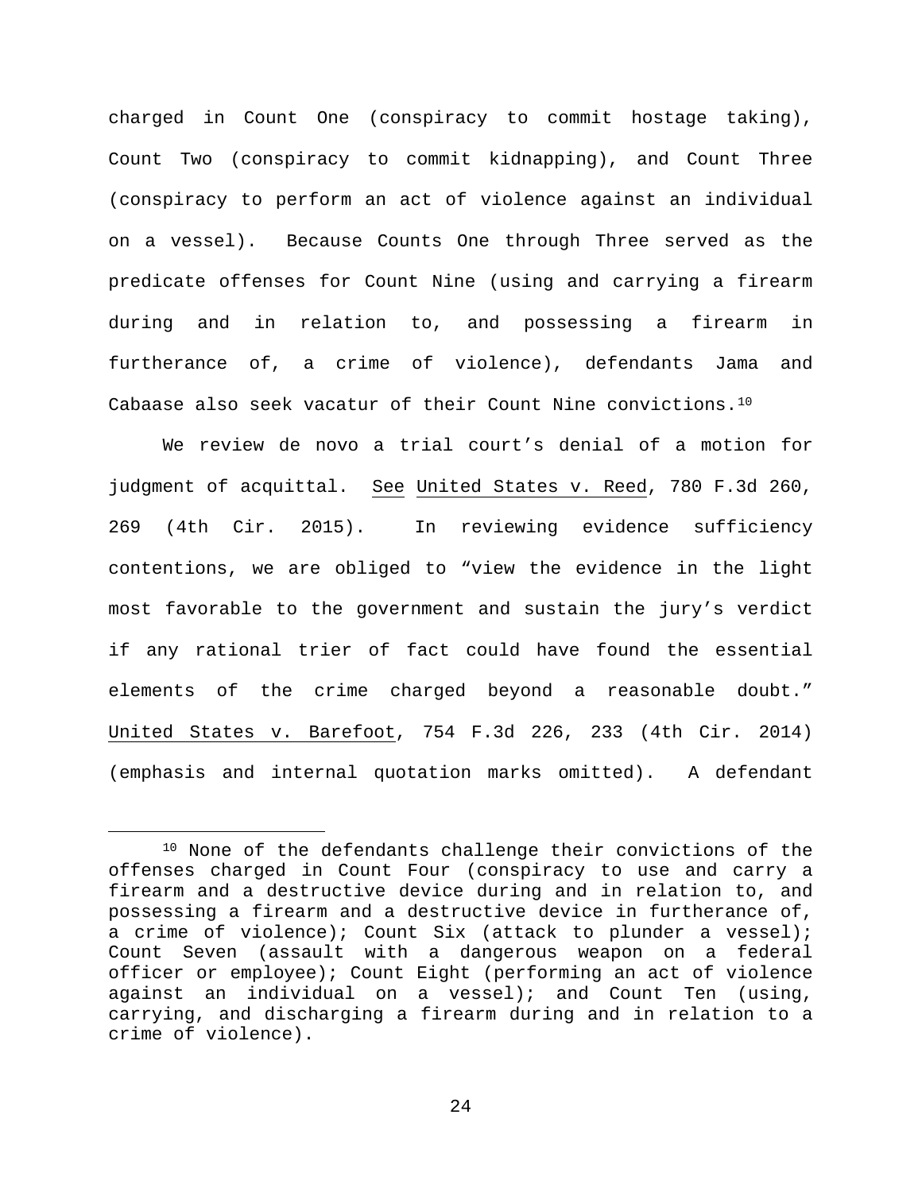charged in Count One (conspiracy to commit hostage taking), Count Two (conspiracy to commit kidnapping), and Count Three (conspiracy to perform an act of violence against an individual on a vessel). Because Counts One through Three served as the predicate offenses for Count Nine (using and carrying a firearm during and in relation to, and possessing a firearm in furtherance of, a crime of violence), defendants Jama and Cabaase also seek vacatur of their Count Nine convictions.[10]

We review de novo a trial court's denial of a motion for judgment of acquittal. See United States v. Reed, 780 F.3d 260, 269 (4th Cir. 2015). In reviewing evidence sufficiency contentions, we are obliged to "view the evidence in the light most favorable to the government and sustain the jury's verdict if any rational trier of fact could have found the essential elements of the crime charged beyond a reasonable doubt." United States v. Barefoot, 754 F.3d 226, 233 (4th Cir. 2014) (emphasis and internal quotation marks omitted). A defendant

---

[10] None of the defendants challenge their convictions of the offenses charged in Count Four (conspiracy to use and carry a firearm and a destructive device during and in relation to, and possessing a firearm and a destructive device in furtherance of, a crime of violence); Count Six (attack to plunder a vessel); Count Seven (assault with a dangerous weapon on a federal officer or employee); Count Eight (performing an act of violence against an individual on a vessel); and Count Ten (using, carrying, and discharging a firearm during and in relation to a crime of violence).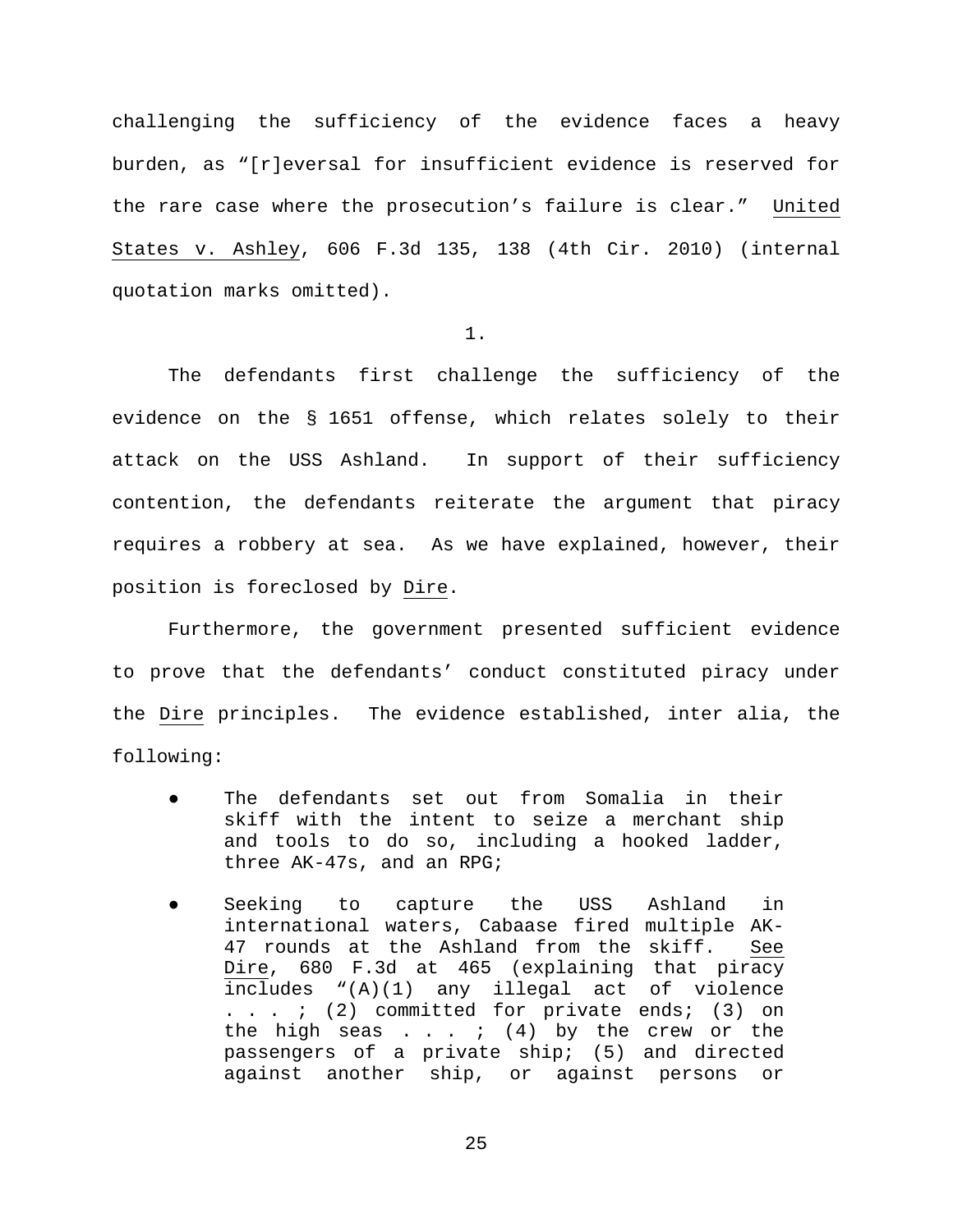challenging the sufficiency of the evidence faces a heavy burden, as "[r]eversal for insufficient evidence is reserved for the rare case where the prosecution's failure is clear." United States v. Ashley, 606 F.3d 135, 138 (4th Cir. 2010) (internal quotation marks omitted).

1.

The defendants first challenge the sufficiency of the evidence on the § 1651 offense, which relates solely to their attack on the USS Ashland. In support of their sufficiency contention, the defendants reiterate the argument that piracy requires a robbery at sea. As we have explained, however, their position is foreclosed by Dire.

Furthermore, the government presented sufficient evidence to prove that the defendants' conduct constituted piracy under the Dire principles. The evidence established, inter alia, the following:

- The defendants set out from Somalia in their skiff with the intent to seize a merchant ship and tools to do so, including a hooked ladder, three AK-47s, and an RPG;

- Seeking to capture the USS Ashland in international waters, Cabaase fired multiple AK-47 rounds at the Ashland from the skiff. See Dire, 680 F.3d at 465 (explaining that piracy includes "(A)(1) any illegal act of violence . . . ; (2) committed for private ends; (3) on the high seas . . . ; (4) by the crew or the passengers of a private ship; (5) and directed against another ship, or against persons or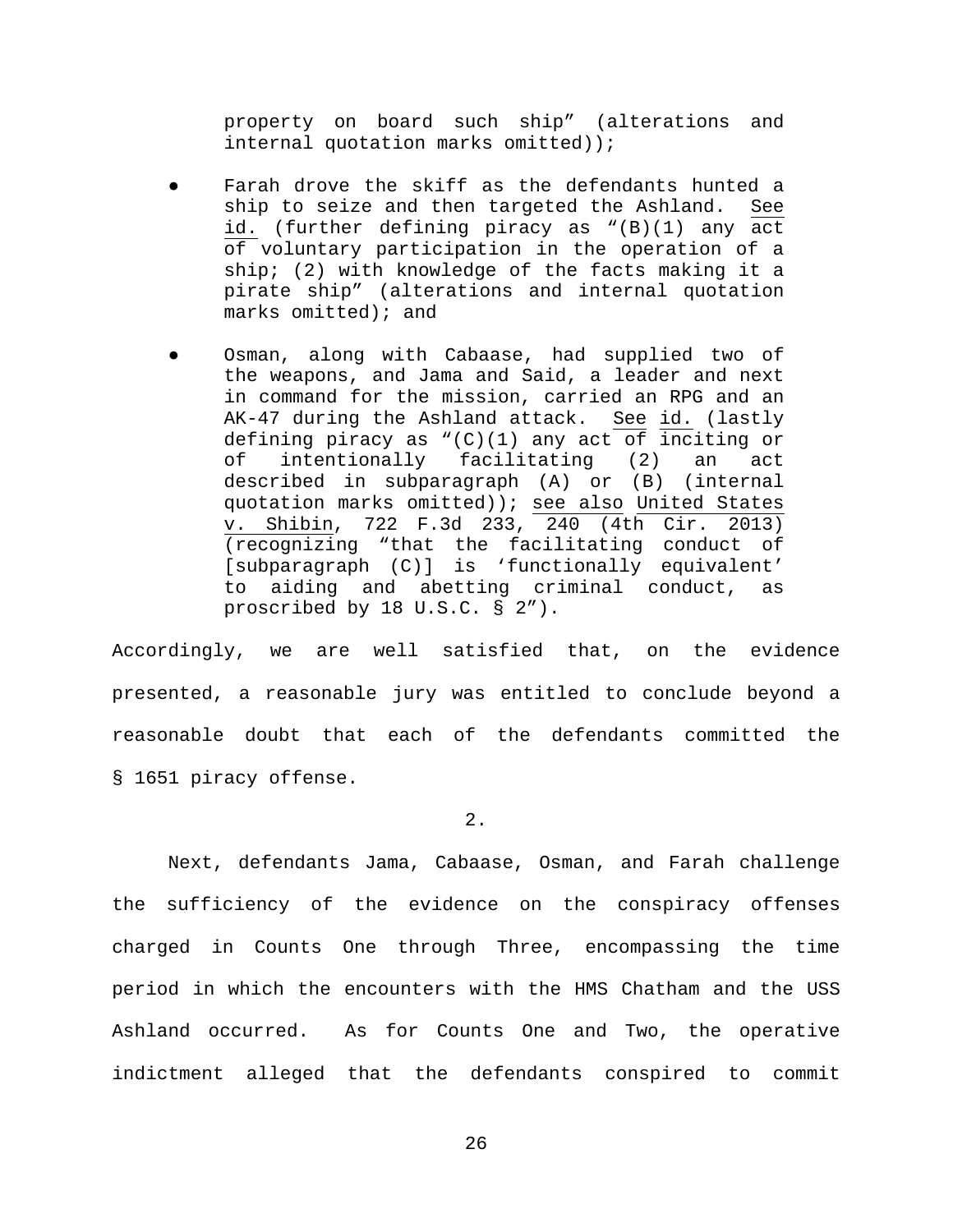property on board such ship" (alterations and internal quotation marks omitted));

- Farah drove the skiff as the defendants hunted a ship to seize and then targeted the Ashland. See id. (further defining piracy as "(B)(1) any act of voluntary participation in the operation of a ship; (2) with knowledge of the facts making it a pirate ship" (alterations and internal quotation marks omitted); and

- Osman, along with Cabaase, had supplied two of the weapons, and Jama and Said, a leader and next in command for the mission, carried an RPG and an AK-47 during the Ashland attack. See id. (lastly defining piracy as "(C)(1) any act of inciting or of intentionally facilitating (2) an act described in subparagraph (A) or (B) (internal quotation marks omitted)); see also United States v. Shibin, 722 F.3d 233, 240 (4th Cir. 2013) (recognizing "that the facilitating conduct of [subparagraph (C)] is 'functionally equivalent' to aiding and abetting criminal conduct, as proscribed by 18 U.S.C. § 2").

Accordingly, we are well satisfied that, on the evidence presented, a reasonable jury was entitled to conclude beyond a reasonable doubt that each of the defendants committed the § 1651 piracy offense.

2.

Next, defendants Jama, Cabaase, Osman, and Farah challenge the sufficiency of the evidence on the conspiracy offenses charged in Counts One through Three, encompassing the time period in which the encounters with the HMS Chatham and the USS Ashland occurred. As for Counts One and Two, the operative indictment alleged that the defendants conspired to commit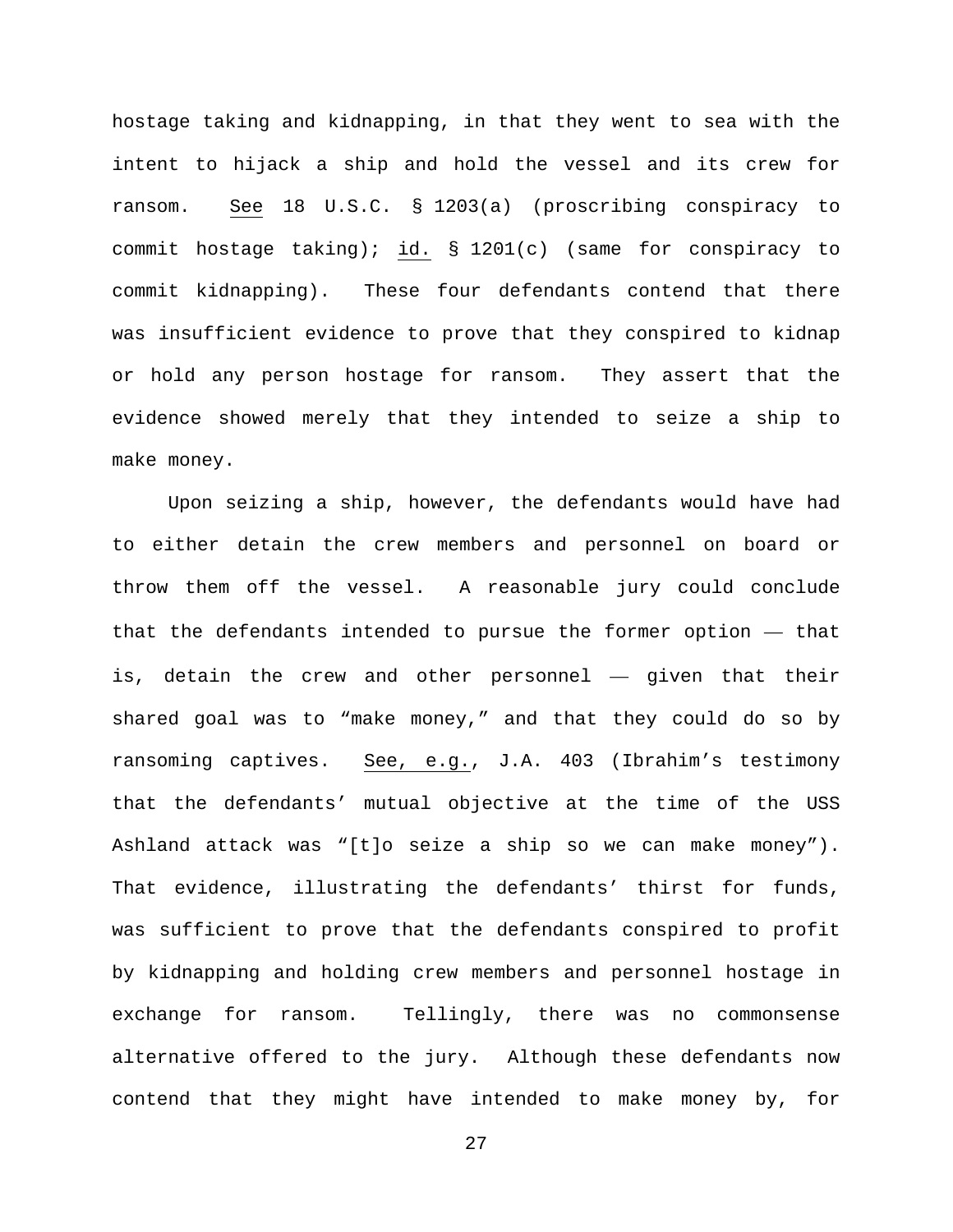hostage taking and kidnapping, in that they went to sea with the intent to hijack a ship and hold the vessel and its crew for ransom. See 18 U.S.C. § 1203(a) (proscribing conspiracy to commit hostage taking); id. § 1201(c) (same for conspiracy to commit kidnapping). These four defendants contend that there was insufficient evidence to prove that they conspired to kidnap or hold any person hostage for ransom. They assert that the evidence showed merely that they intended to seize a ship to make money.

Upon seizing a ship, however, the defendants would have had to either detain the crew members and personnel on board or throw them off the vessel. A reasonable jury could conclude that the defendants intended to pursue the former option — that is, detain the crew and other personnel — given that their shared goal was to "make money," and that they could do so by ransoming captives. See, e.g., J.A. 403 (Ibrahim's testimony that the defendants' mutual objective at the time of the USS Ashland attack was "[t]o seize a ship so we can make money"). That evidence, illustrating the defendants' thirst for funds, was sufficient to prove that the defendants conspired to profit by kidnapping and holding crew members and personnel hostage in exchange for ransom. Tellingly, there was no commonsense alternative offered to the jury. Although these defendants now contend that they might have intended to make money by, for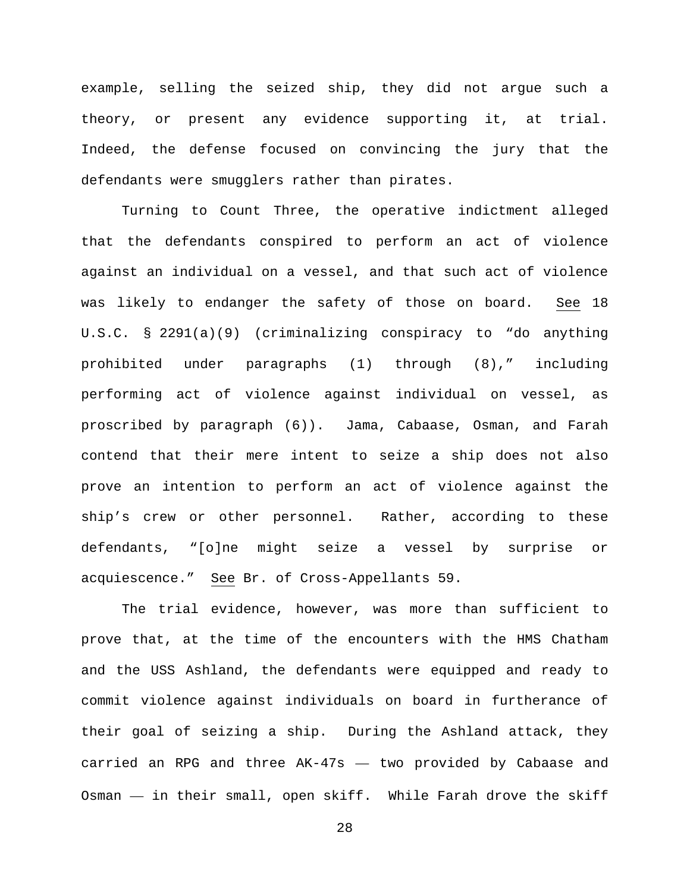example, selling the seized ship, they did not argue such a theory, or present any evidence supporting it, at trial. Indeed, the defense focused on convincing the jury that the defendants were smugglers rather than pirates.

Turning to Count Three, the operative indictment alleged that the defendants conspired to perform an act of violence against an individual on a vessel, and that such act of violence was likely to endanger the safety of those on board. See 18 U.S.C. § 2291(a)(9) (criminalizing conspiracy to "do anything prohibited under paragraphs (1) through (8)," including performing act of violence against individual on vessel, as proscribed by paragraph (6)). Jama, Cabaase, Osman, and Farah contend that their mere intent to seize a ship does not also prove an intention to perform an act of violence against the ship's crew or other personnel. Rather, according to these defendants, "[o]ne might seize a vessel by surprise or acquiescence." See Br. of Cross-Appellants 59.

The trial evidence, however, was more than sufficient to prove that, at the time of the encounters with the HMS Chatham and the USS Ashland, the defendants were equipped and ready to commit violence against individuals on board in furtherance of their goal of seizing a ship. During the Ashland attack, they carried an RPG and three AK-47s — two provided by Cabaase and Osman — in their small, open skiff. While Farah drove the skiff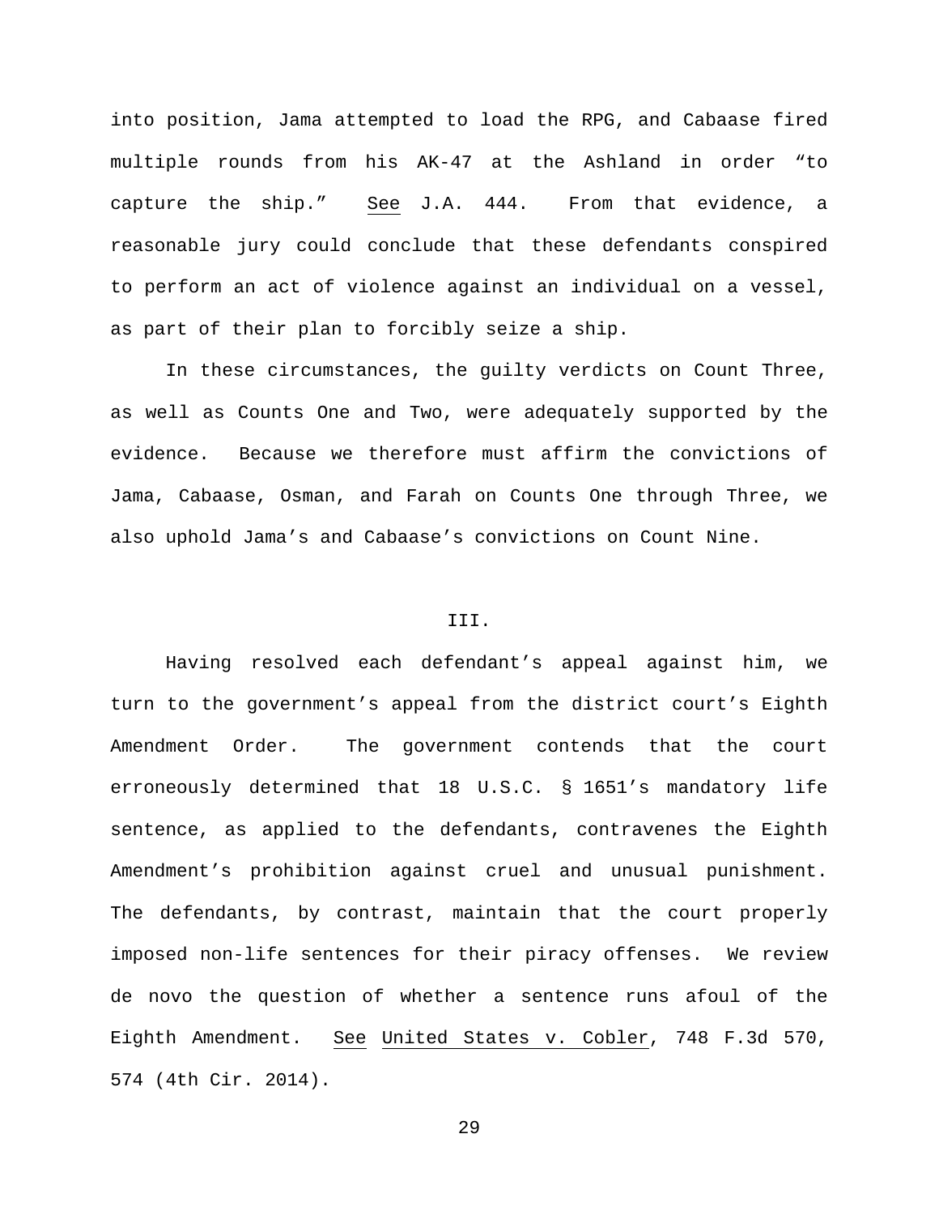into position, Jama attempted to load the RPG, and Cabaase fired multiple rounds from his AK-47 at the Ashland in order "to capture the ship." See J.A. 444. From that evidence, a reasonable jury could conclude that these defendants conspired to perform an act of violence against an individual on a vessel, as part of their plan to forcibly seize a ship.

In these circumstances, the guilty verdicts on Count Three, as well as Counts One and Two, were adequately supported by the evidence. Because we therefore must affirm the convictions of Jama, Cabaase, Osman, and Farah on Counts One through Three, we also uphold Jama's and Cabaase's convictions on Count Nine.

## III.

Having resolved each defendant's appeal against him, we turn to the government's appeal from the district court's Eighth Amendment Order. The government contends that the court erroneously determined that 18 U.S.C. § 1651's mandatory life sentence, as applied to the defendants, contravenes the Eighth Amendment's prohibition against cruel and unusual punishment. The defendants, by contrast, maintain that the court properly imposed non-life sentences for their piracy offenses. We review de novo the question of whether a sentence runs afoul of the Eighth Amendment. See United States v. Cobler, 748 F.3d 570, 574 (4th Cir. 2014).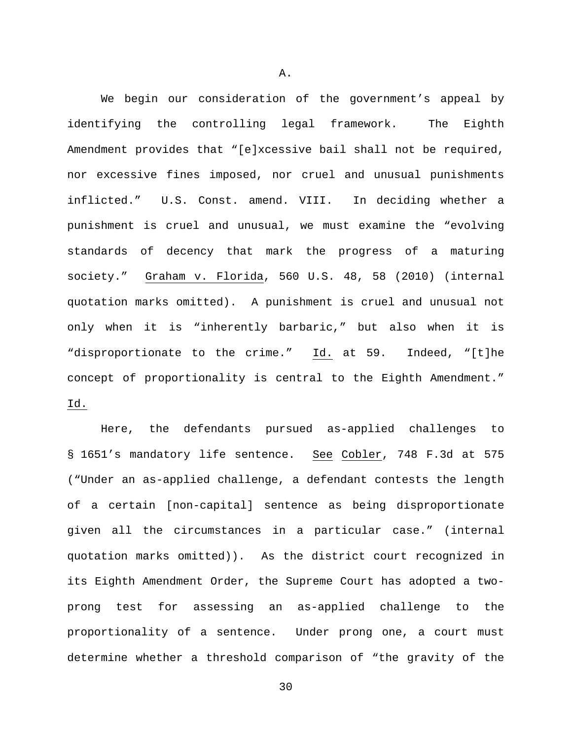A.

We begin our consideration of the government's appeal by identifying the controlling legal framework. The Eighth Amendment provides that "[e]xcessive bail shall not be required, nor excessive fines imposed, nor cruel and unusual punishments inflicted." U.S. Const. amend. VIII. In deciding whether a punishment is cruel and unusual, we must examine the "evolving standards of decency that mark the progress of a maturing society." Graham v. Florida, 560 U.S. 48, 58 (2010) (internal quotation marks omitted). A punishment is cruel and unusual not only when it is "inherently barbaric," but also when it is "disproportionate to the crime." Id. at 59. Indeed, "[t]he concept of proportionality is central to the Eighth Amendment." Id.

Here, the defendants pursued as-applied challenges to § 1651's mandatory life sentence. See Cobler, 748 F.3d at 575 ("Under an as-applied challenge, a defendant contests the length of a certain [non-capital] sentence as being disproportionate given all the circumstances in a particular case." (internal quotation marks omitted)). As the district court recognized in its Eighth Amendment Order, the Supreme Court has adopted a two-prong test for assessing an as-applied challenge to the proportionality of a sentence. Under prong one, a court must determine whether a threshold comparison of "the gravity of the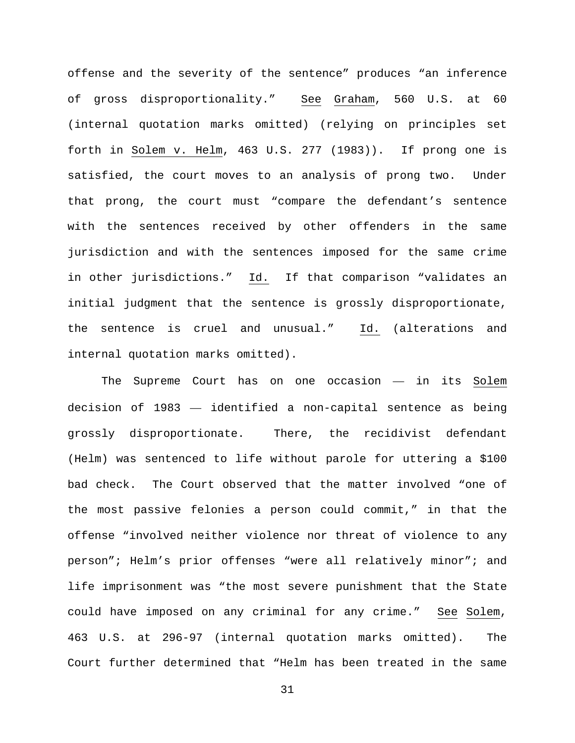offense and the severity of the sentence" produces "an inference of gross disproportionality." See Graham, 560 U.S. at 60 (internal quotation marks omitted) (relying on principles set forth in Solem v. Helm, 463 U.S. 277 (1983)). If prong one is satisfied, the court moves to an analysis of prong two. Under that prong, the court must "compare the defendant's sentence with the sentences received by other offenders in the same jurisdiction and with the sentences imposed for the same crime in other jurisdictions." Id. If that comparison "validates an initial judgment that the sentence is grossly disproportionate, the sentence is cruel and unusual." Id. (alterations and internal quotation marks omitted).

The Supreme Court has on one occasion — in its Solem decision of 1983 — identified a non-capital sentence as being grossly disproportionate. There, the recidivist defendant (Helm) was sentenced to life without parole for uttering a $100 bad check. The Court observed that the matter involved "one of the most passive felonies a person could commit," in that the offense "involved neither violence nor threat of violence to any person"; Helm's prior offenses "were all relatively minor"; and life imprisonment was "the most severe punishment that the State could have imposed on any criminal for any crime." See Solem, 463 U.S. at 296-97 (internal quotation marks omitted). The Court further determined that "Helm has been treated in the same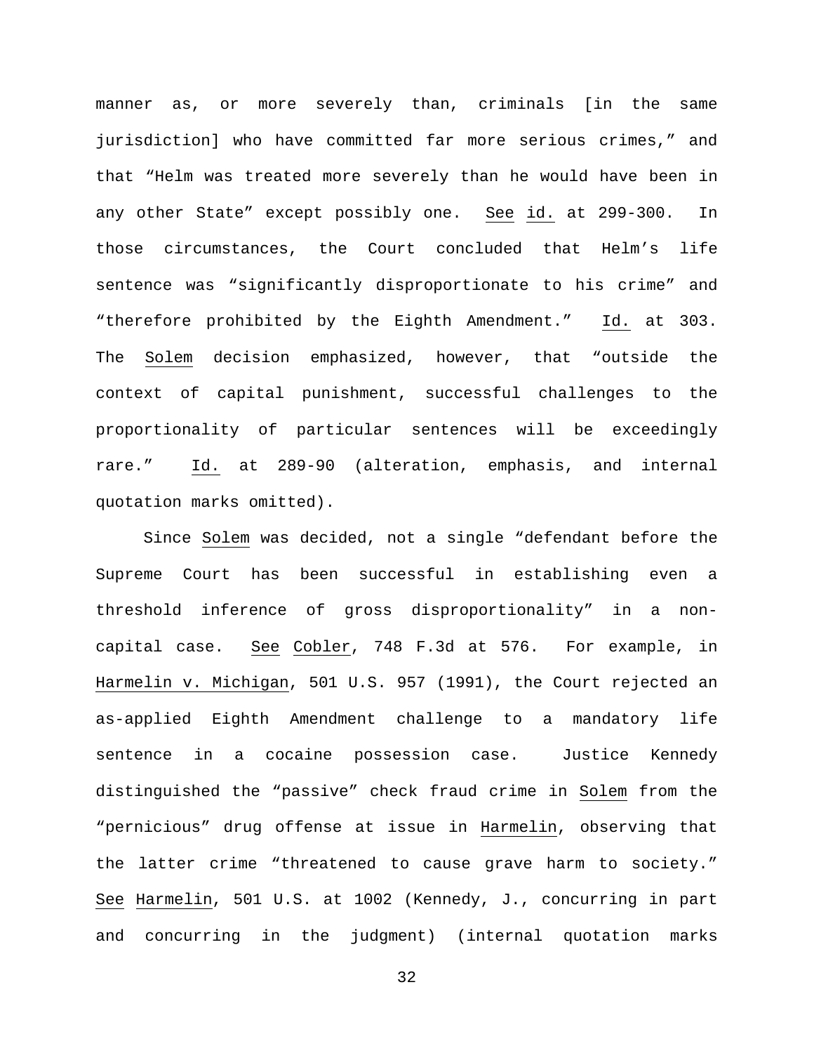manner as, or more severely than, criminals [in the same jurisdiction] who have committed far more serious crimes," and that "Helm was treated more severely than he would have been in any other State" except possibly one. See id. at 299-300. In those circumstances, the Court concluded that Helm's life sentence was "significantly disproportionate to his crime" and "therefore prohibited by the Eighth Amendment." Id. at 303. The Solem decision emphasized, however, that "outside the context of capital punishment, successful challenges to the proportionality of particular sentences will be exceedingly rare." Id. at 289-90 (alteration, emphasis, and internal quotation marks omitted).

Since Solem was decided, not a single "defendant before the Supreme Court has been successful in establishing even a threshold inference of gross disproportionality" in a non-capital case. See Cobler, 748 F.3d at 576. For example, in Harmelin v. Michigan, 501 U.S. 957 (1991), the Court rejected an as-applied Eighth Amendment challenge to a mandatory life sentence in a cocaine possession case. Justice Kennedy distinguished the "passive" check fraud crime in Solem from the "pernicious" drug offense at issue in Harmelin, observing that the latter crime "threatened to cause grave harm to society." See Harmelin, 501 U.S. at 1002 (Kennedy, J., concurring in part and concurring in the judgment) (internal quotation marks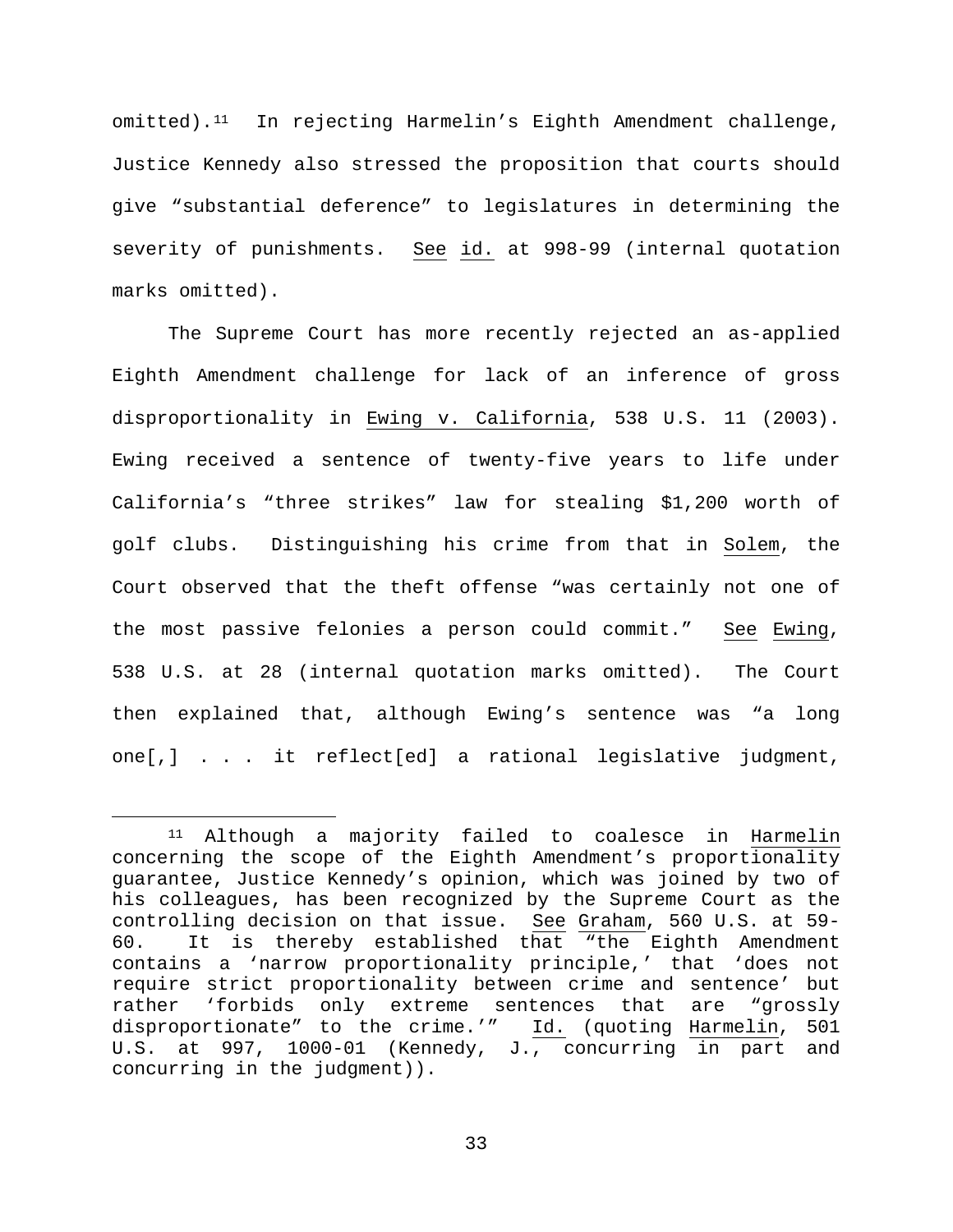omitted).[11] In rejecting Harmelin's Eighth Amendment challenge, Justice Kennedy also stressed the proposition that courts should give "substantial deference" to legislatures in determining the severity of punishments. See id. at 998-99 (internal quotation marks omitted).

The Supreme Court has more recently rejected an as-applied Eighth Amendment challenge for lack of an inference of gross disproportionality in Ewing v. California, 538 U.S. 11 (2003). Ewing received a sentence of twenty-five years to life under California's "three strikes" law for stealing $1,200 worth of golf clubs. Distinguishing his crime from that in Solem, the Court observed that the theft offense "was certainly not one of the most passive felonies a person could commit." See Ewing, 538 U.S. at 28 (internal quotation marks omitted). The Court then explained that, although Ewing's sentence was "a long one[,] . . . it reflect[ed] a rational legislative judgment,

---

[11] Although a majority failed to coalesce in Harmelin concerning the scope of the Eighth Amendment's proportionality guarantee, Justice Kennedy's opinion, which was joined by two of his colleagues, has been recognized by the Supreme Court as the controlling decision on that issue. See Graham, 560 U.S. at 59-60. It is thereby established that "the Eighth Amendment contains a 'narrow proportionality principle,' that 'does not require strict proportionality between crime and sentence' but rather 'forbids only extreme sentences that are "grossly disproportionate" to the crime.'" Id. (quoting Harmelin, 501 U.S. at 997, 1000-01 (Kennedy, J., concurring in part and concurring in the judgment)).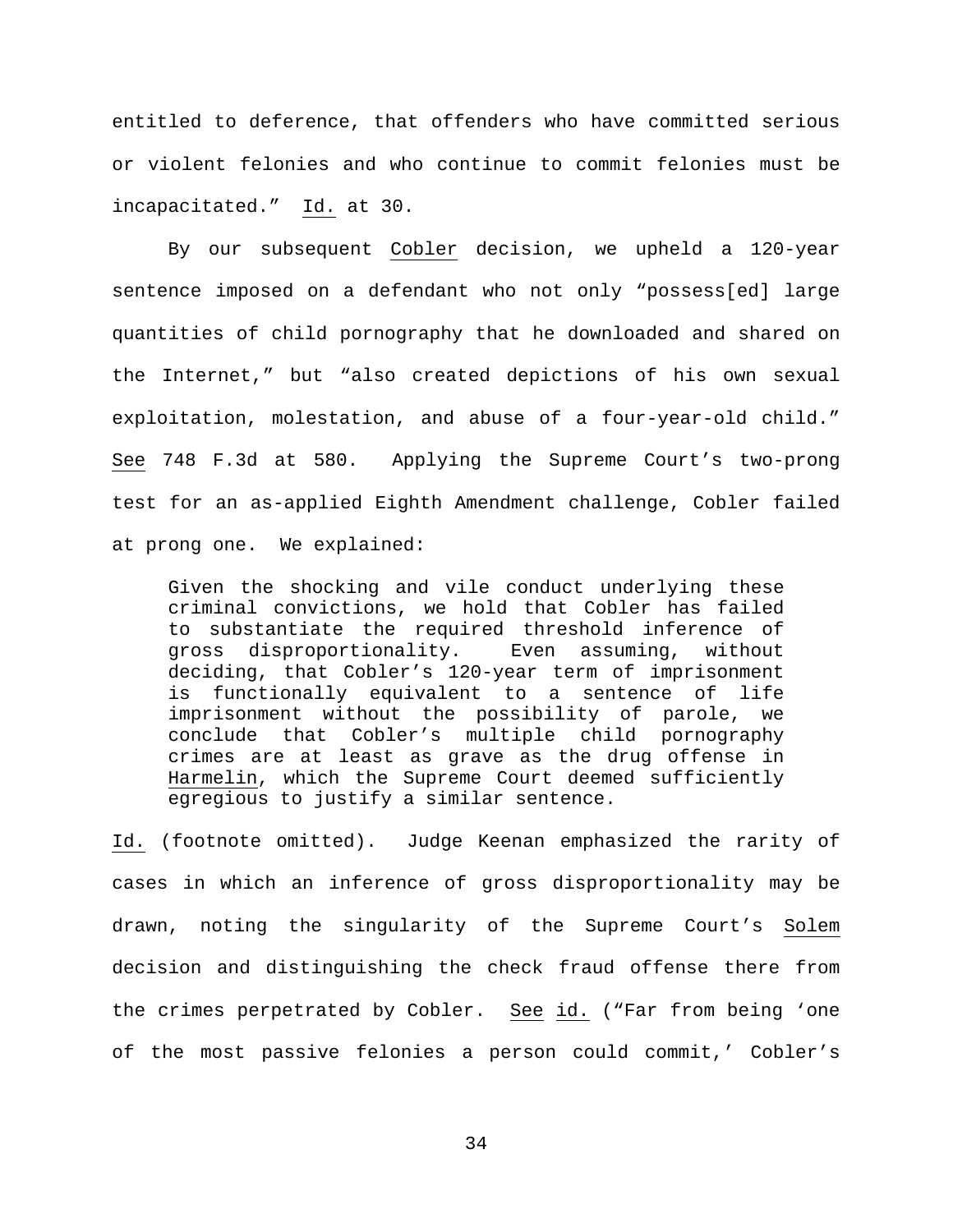entitled to deference, that offenders who have committed serious or violent felonies and who continue to commit felonies must be incapacitated." Id. at 30.

By our subsequent Cobler decision, we upheld a 120-year sentence imposed on a defendant who not only "possess[ed] large quantities of child pornography that he downloaded and shared on the Internet," but "also created depictions of his own sexual exploitation, molestation, and abuse of a four-year-old child." See 748 F.3d at 580. Applying the Supreme Court's two-prong test for an as-applied Eighth Amendment challenge, Cobler failed at prong one. We explained:

> Given the shocking and vile conduct underlying these criminal convictions, we hold that Cobler has failed to substantiate the required threshold inference of gross disproportionality. Even assuming, without deciding, that Cobler's 120-year term of imprisonment is functionally equivalent to a sentence of life imprisonment without the possibility of parole, we conclude that Cobler's multiple child pornography crimes are at least as grave as the drug offense in Harmelin, which the Supreme Court deemed sufficiently egregious to justify a similar sentence.

Id. (footnote omitted). Judge Keenan emphasized the rarity of cases in which an inference of gross disproportionality may be drawn, noting the singularity of the Supreme Court's Solem decision and distinguishing the check fraud offense there from the crimes perpetrated by Cobler. See id. ("Far from being 'one of the most passive felonies a person could commit,' Cobler's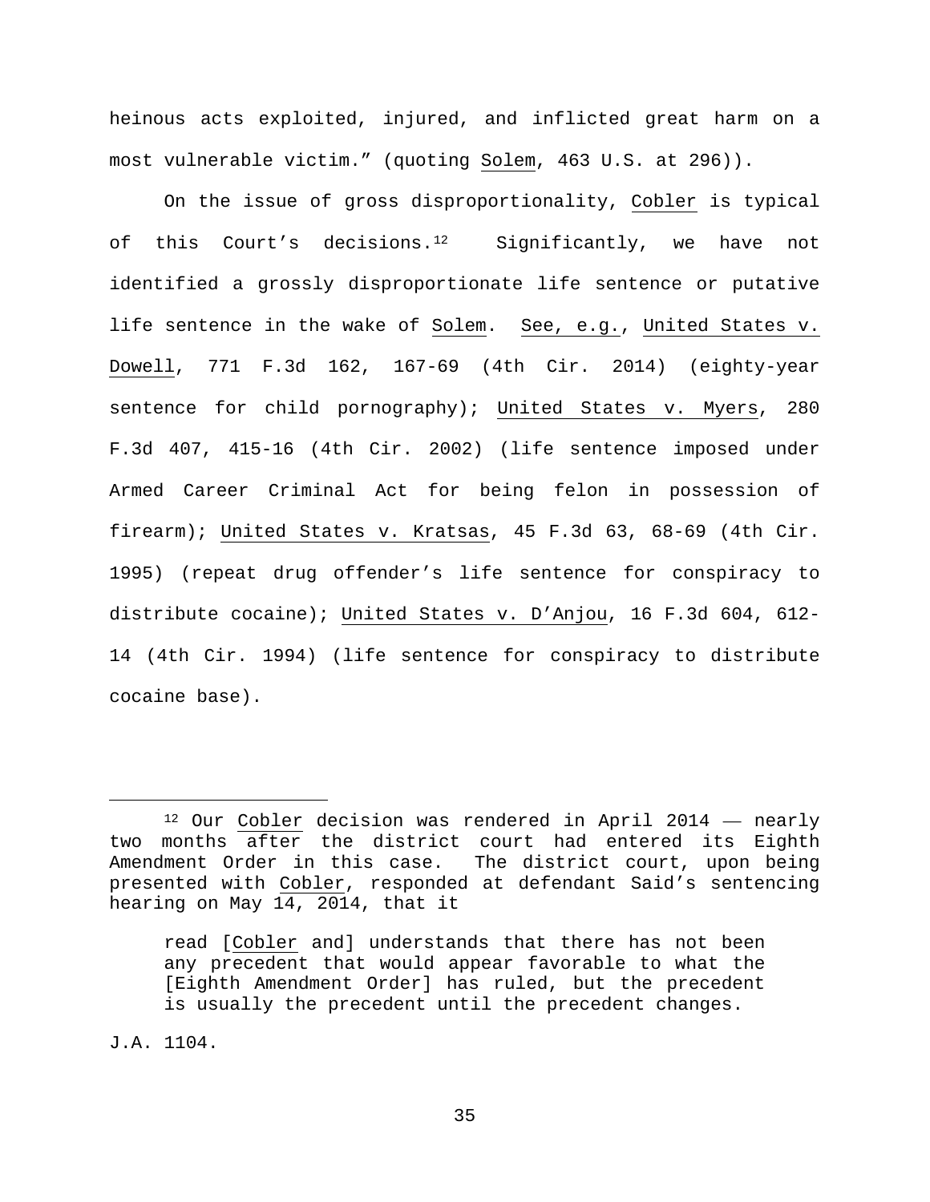heinous acts exploited, injured, and inflicted great harm on a most vulnerable victim." (quoting Solem, 463 U.S. at 296)).

On the issue of gross disproportionality, Cobler is typical of this Court's decisions.[12] Significantly, we have not identified a grossly disproportionate life sentence or putative life sentence in the wake of Solem. See, e.g., United States v. Dowell, 771 F.3d 162, 167-69 (4th Cir. 2014) (eighty-year sentence for child pornography); United States v. Myers, 280 F.3d 407, 415-16 (4th Cir. 2002) (life sentence imposed under Armed Career Criminal Act for being felon in possession of firearm); United States v. Kratsas, 45 F.3d 63, 68-69 (4th Cir. 1995) (repeat drug offender's life sentence for conspiracy to distribute cocaine); United States v. D'Anjou, 16 F.3d 604, 612-14 (4th Cir. 1994) (life sentence for conspiracy to distribute cocaine base).

---

[12] Our Cobler decision was rendered in April 2014 — nearly two months after the district court had entered its Eighth Amendment Order in this case. The district court, upon being presented with Cobler, responded at defendant Said's sentencing hearing on May 14, 2014, that it

> read [Cobler and] understands that there has not been any precedent that would appear favorable to what the [Eighth Amendment Order] has ruled, but the precedent is usually the precedent until the precedent changes.

J.A. 1104.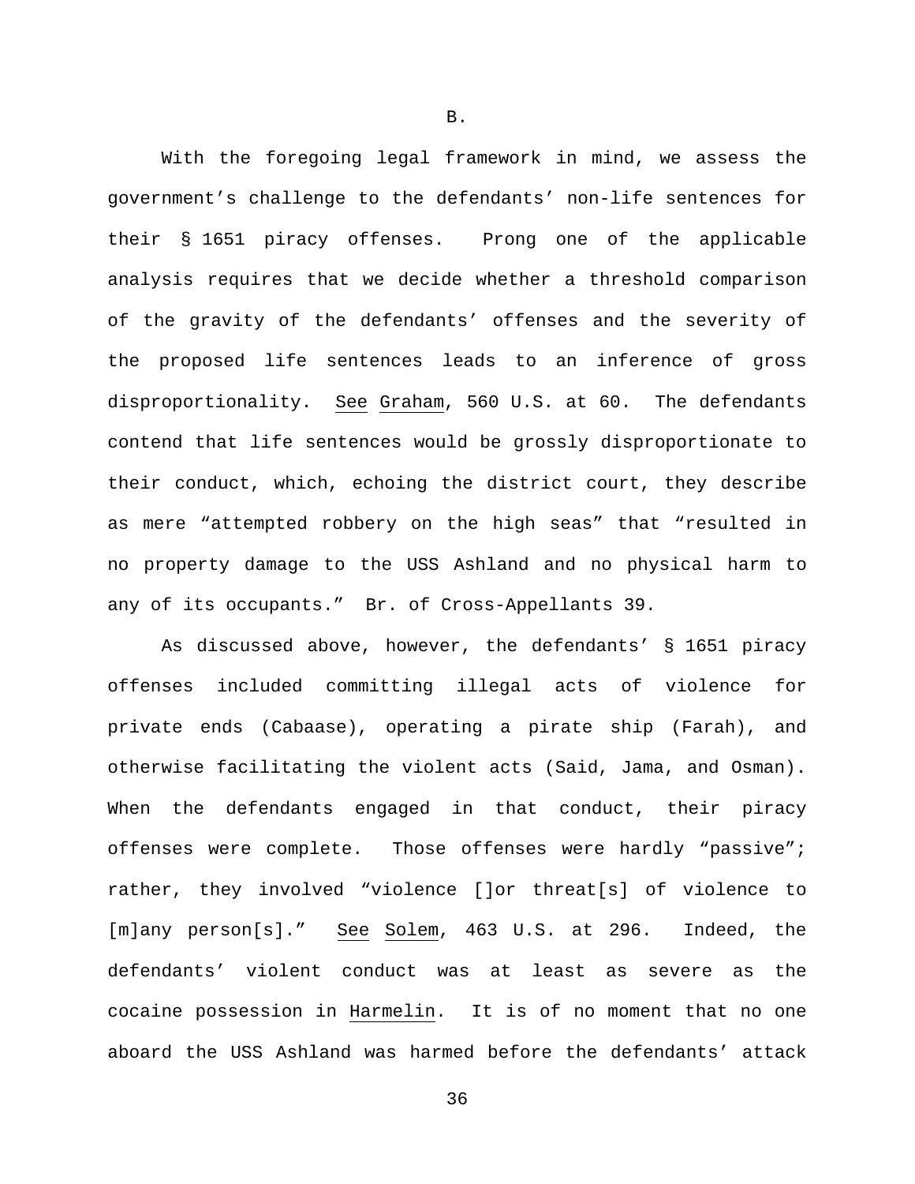B.

With the foregoing legal framework in mind, we assess the government's challenge to the defendants' non-life sentences for their § 1651 piracy offenses. Prong one of the applicable analysis requires that we decide whether a threshold comparison of the gravity of the defendants' offenses and the severity of the proposed life sentences leads to an inference of gross disproportionality. See Graham, 560 U.S. at 60. The defendants contend that life sentences would be grossly disproportionate to their conduct, which, echoing the district court, they describe as mere "attempted robbery on the high seas" that "resulted in no property damage to the USS Ashland and no physical harm to any of its occupants." Br. of Cross-Appellants 39.

As discussed above, however, the defendants' § 1651 piracy offenses included committing illegal acts of violence for private ends (Cabaase), operating a pirate ship (Farah), and otherwise facilitating the violent acts (Said, Jama, and Osman). When the defendants engaged in that conduct, their piracy offenses were complete. Those offenses were hardly "passive"; rather, they involved "violence []or threat[s] of violence to [m]any person[s]." See Solem, 463 U.S. at 296. Indeed, the defendants' violent conduct was at least as severe as the cocaine possession in Harmelin. It is of no moment that no one aboard the USS Ashland was harmed before the defendants' attack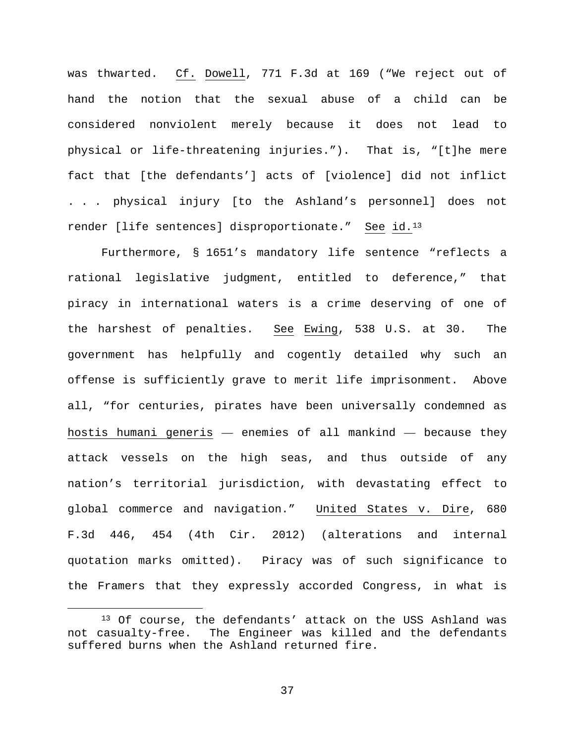was thwarted. Cf. Dowell, 771 F.3d at 169 ("We reject out of hand the notion that the sexual abuse of a child can be considered nonviolent merely because it does not lead to physical or life-threatening injuries."). That is, "[t]he mere fact that [the defendants'] acts of [violence] did not inflict . . . physical injury [to the Ashland's personnel] does not render [life sentences] disproportionate." See id.[13]

Furthermore, § 1651's mandatory life sentence "reflects a rational legislative judgment, entitled to deference," that piracy in international waters is a crime deserving of one of the harshest of penalties. See Ewing, 538 U.S. at 30. The government has helpfully and cogently detailed why such an offense is sufficiently grave to merit life imprisonment. Above all, "for centuries, pirates have been universally condemned as hostis humani generis — enemies of all mankind — because they attack vessels on the high seas, and thus outside of any nation's territorial jurisdiction, with devastating effect to global commerce and navigation." United States v. Dire, 680 F.3d 446, 454 (4th Cir. 2012) (alterations and internal quotation marks omitted). Piracy was of such significance to the Framers that they expressly accorded Congress, in what is

---

[13] Of course, the defendants' attack on the USS Ashland was not casualty-free. The Engineer was killed and the defendants suffered burns when the Ashland returned fire.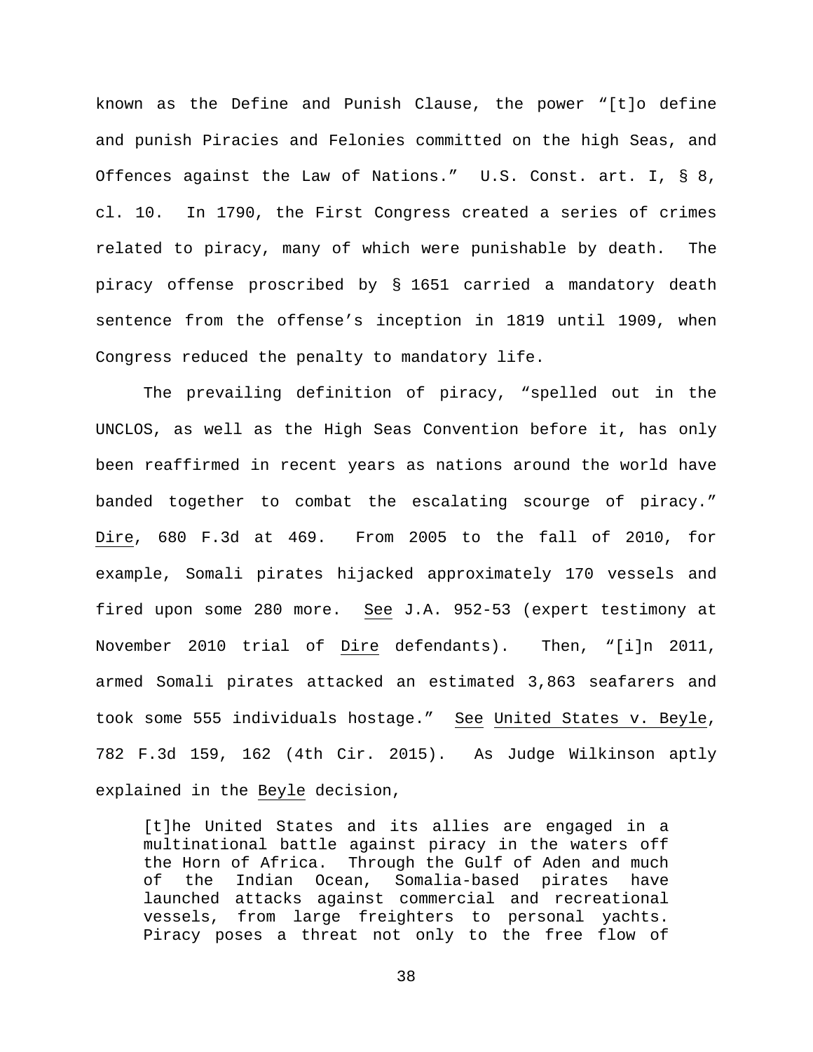known as the Define and Punish Clause, the power "[t]o define and punish Piracies and Felonies committed on the high Seas, and Offences against the Law of Nations." U.S. Const. art. I, § 8, cl. 10. In 1790, the First Congress created a series of crimes related to piracy, many of which were punishable by death. The piracy offense proscribed by § 1651 carried a mandatory death sentence from the offense's inception in 1819 until 1909, when Congress reduced the penalty to mandatory life.

The prevailing definition of piracy, "spelled out in the UNCLOS, as well as the High Seas Convention before it, has only been reaffirmed in recent years as nations around the world have banded together to combat the escalating scourge of piracy." Dire, 680 F.3d at 469. From 2005 to the fall of 2010, for example, Somali pirates hijacked approximately 170 vessels and fired upon some 280 more. See J.A. 952-53 (expert testimony at November 2010 trial of Dire defendants). Then, "[i]n 2011, armed Somali pirates attacked an estimated 3,863 seafarers and took some 555 individuals hostage." See United States v. Beyle, 782 F.3d 159, 162 (4th Cir. 2015). As Judge Wilkinson aptly explained in the Beyle decision,

> [t]he United States and its allies are engaged in a multinational battle against piracy in the waters off the Horn of Africa. Through the Gulf of Aden and much of the Indian Ocean, Somalia-based pirates have launched attacks against commercial and recreational vessels, from large freighters to personal yachts. Piracy poses a threat not only to the free flow of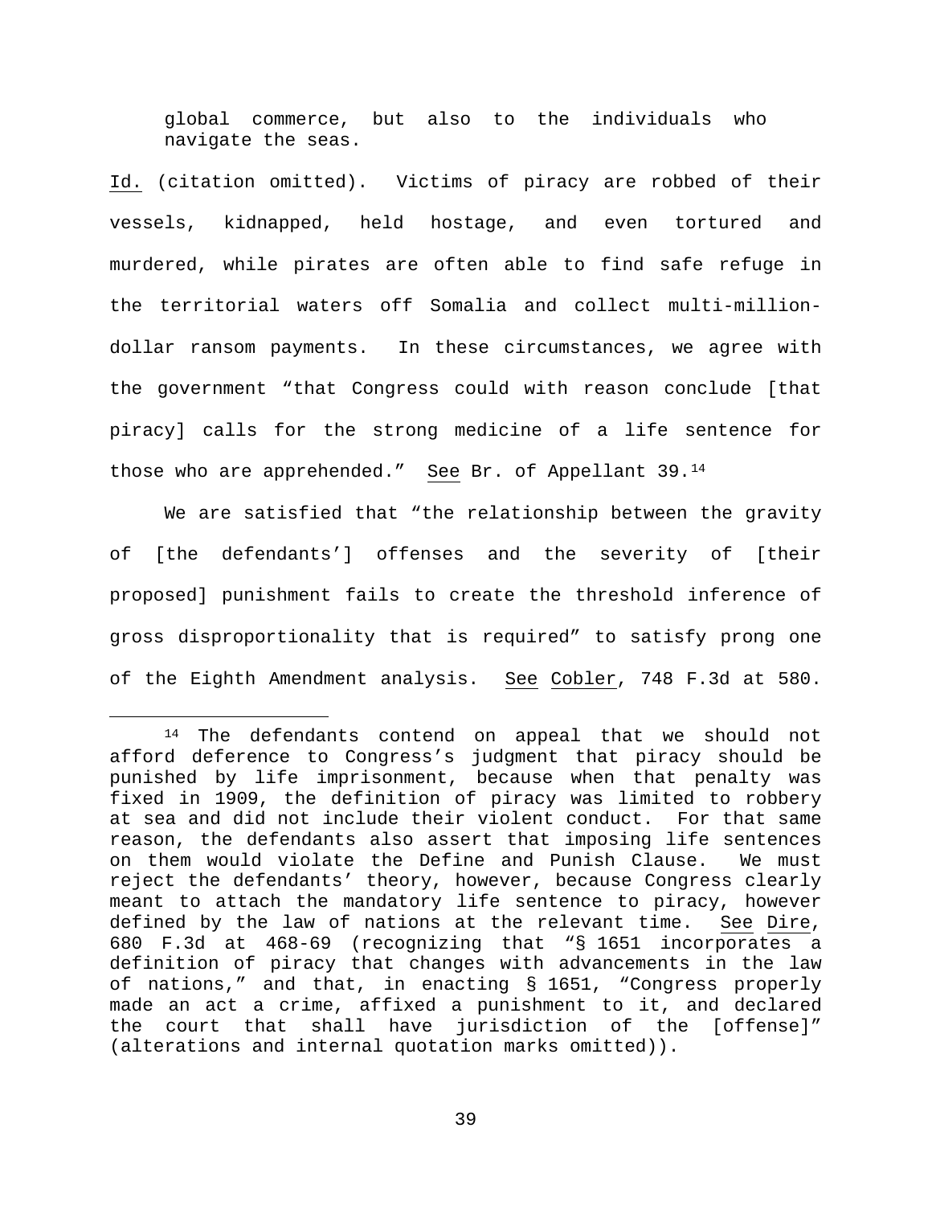> global commerce, but also to the individuals who navigate the seas.

Id. (citation omitted). Victims of piracy are robbed of their vessels, kidnapped, held hostage, and even tortured and murdered, while pirates are often able to find safe refuge in the territorial waters off Somalia and collect multi-million-dollar ransom payments. In these circumstances, we agree with the government "that Congress could with reason conclude [that piracy] calls for the strong medicine of a life sentence for those who are apprehended." See Br. of Appellant 39.[14]

We are satisfied that "the relationship between the gravity of [the defendants'] offenses and the severity of [their proposed] punishment fails to create the threshold inference of gross disproportionality that is required" to satisfy prong one of the Eighth Amendment analysis. See Cobler, 748 F.3d at 580.

---

[14] The defendants contend on appeal that we should not afford deference to Congress's judgment that piracy should be punished by life imprisonment, because when that penalty was fixed in 1909, the definition of piracy was limited to robbery at sea and did not include their violent conduct. For that same reason, the defendants also assert that imposing life sentences on them would violate the Define and Punish Clause. We must reject the defendants' theory, however, because Congress clearly meant to attach the mandatory life sentence to piracy, however defined by the law of nations at the relevant time. See Dire, 680 F.3d at 468-69 (recognizing that "§ 1651 incorporates a definition of piracy that changes with advancements in the law of nations," and that, in enacting § 1651, "Congress properly made an act a crime, affixed a punishment to it, and declared the court that shall have jurisdiction of the [offense]" (alterations and internal quotation marks omitted)).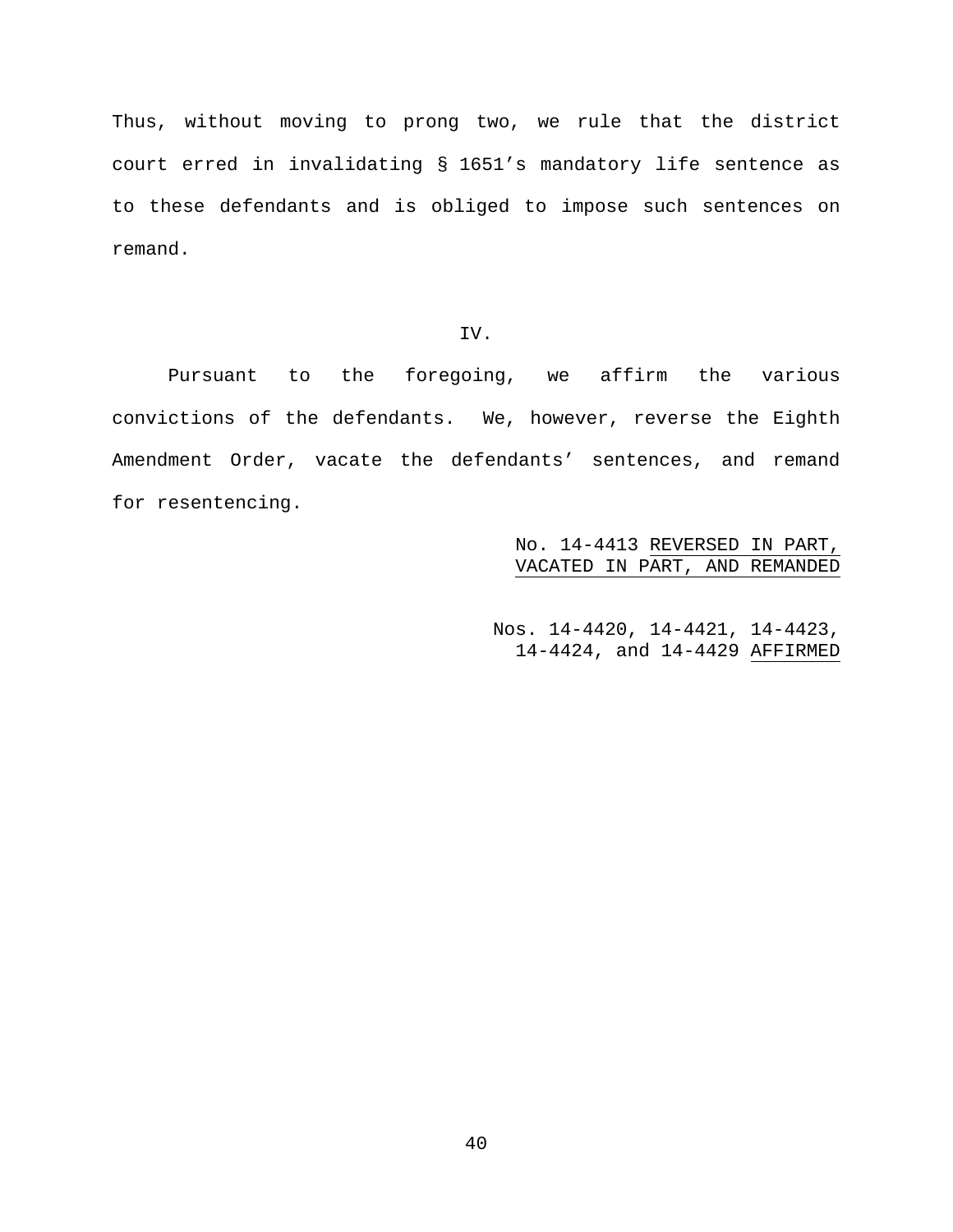Thus, without moving to prong two, we rule that the district court erred in invalidating § 1651's mandatory life sentence as to these defendants and is obliged to impose such sentences on remand.

## IV.

Pursuant to the foregoing, we affirm the various convictions of the defendants. We, however, reverse the Eighth Amendment Order, vacate the defendants' sentences, and remand for resentencing.

No. 14-4413 <u>REVERSED IN PART, VACATED IN PART, AND REMANDED</u>

Nos. 14-4420, 14-4421, 14-4423, 14-4424, and 14-4429 <u>AFFIRMED</u>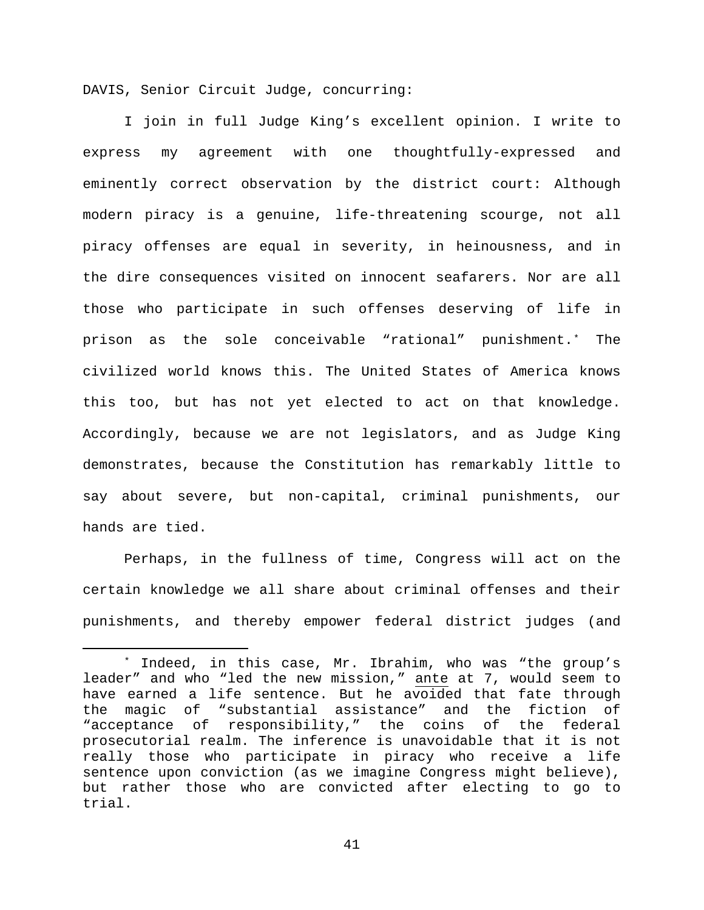DAVIS, Senior Circuit Judge, concurring:

I join in full Judge King's excellent opinion. I write to express my agreement with one thoughtfully-expressed and eminently correct observation by the district court: Although modern piracy is a genuine, life-threatening scourge, not all piracy offenses are equal in severity, in heinousness, and in the dire consequences visited on innocent seafarers. Nor are all those who participate in such offenses deserving of life in prison as the sole conceivable "rational" punishment.* The civilized world knows this. The United States of America knows this too, but has not yet elected to act on that knowledge. Accordingly, because we are not legislators, and as Judge King demonstrates, because the Constitution has remarkably little to say about severe, but non-capital, criminal punishments, our hands are tied.

Perhaps, in the fullness of time, Congress will act on the certain knowledge we all share about criminal offenses and their punishments, and thereby empower federal district judges (and

---

* Indeed, in this case, Mr. Ibrahim, who was "the group's leader" and who "led the new mission," ante at 7, would seem to have earned a life sentence. But he avoided that fate through the magic of "substantial assistance" and the fiction of "acceptance of responsibility," the coins of the federal prosecutorial realm. The inference is unavoidable that it is not really those who participate in piracy who receive a life sentence upon conviction (as we imagine Congress might believe), but rather those who are convicted after electing to go to trial.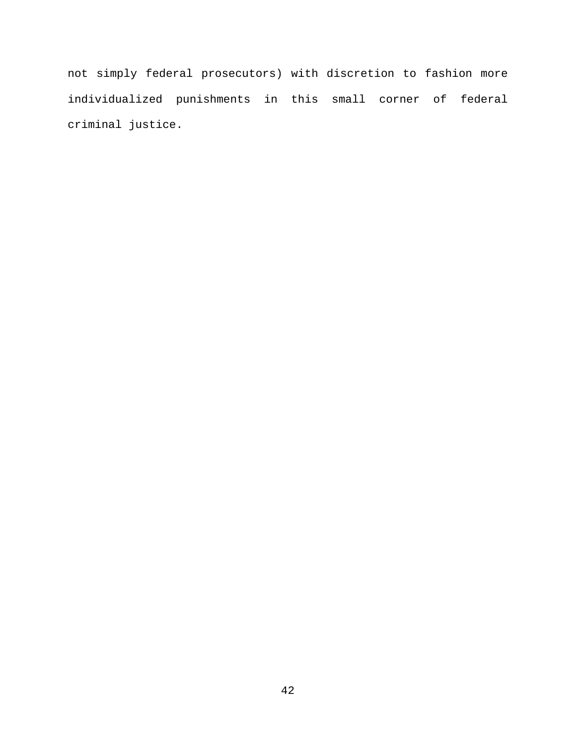not simply federal prosecutors) with discretion to fashion more individualized punishments in this small corner of federal criminal justice.